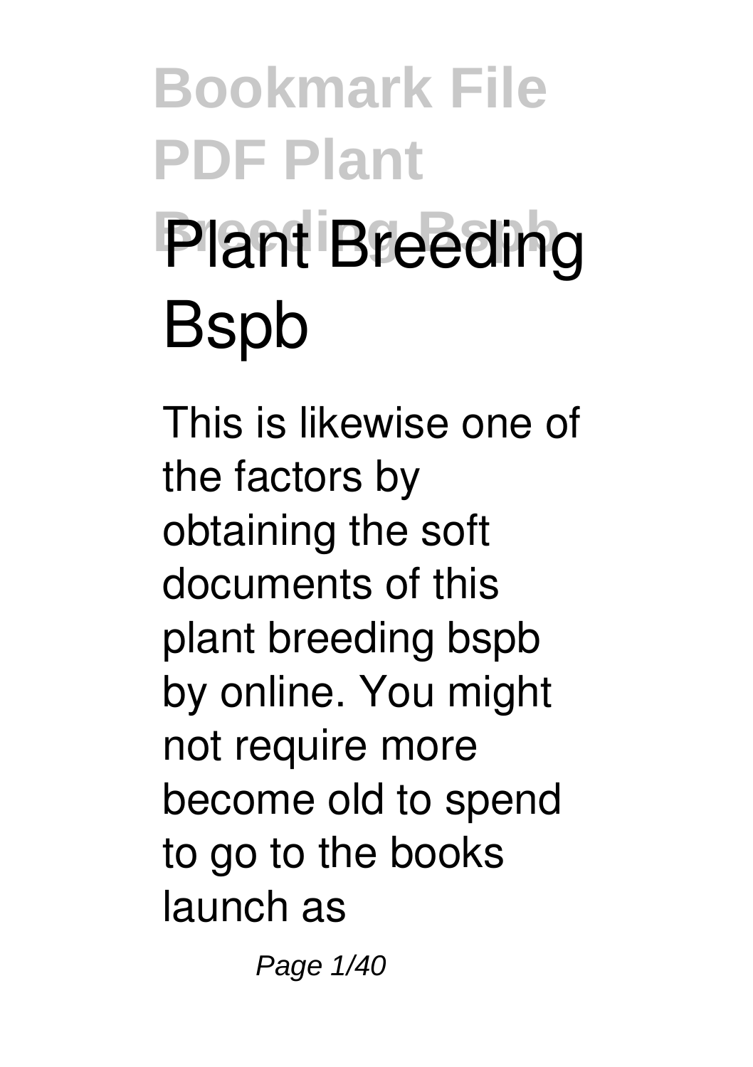# Plant Breeding Bspb

This is likewise one of the factors by obtaining the soft documents of this plant breeding bspb by online. You might not require more become old to spend to go to the books launch as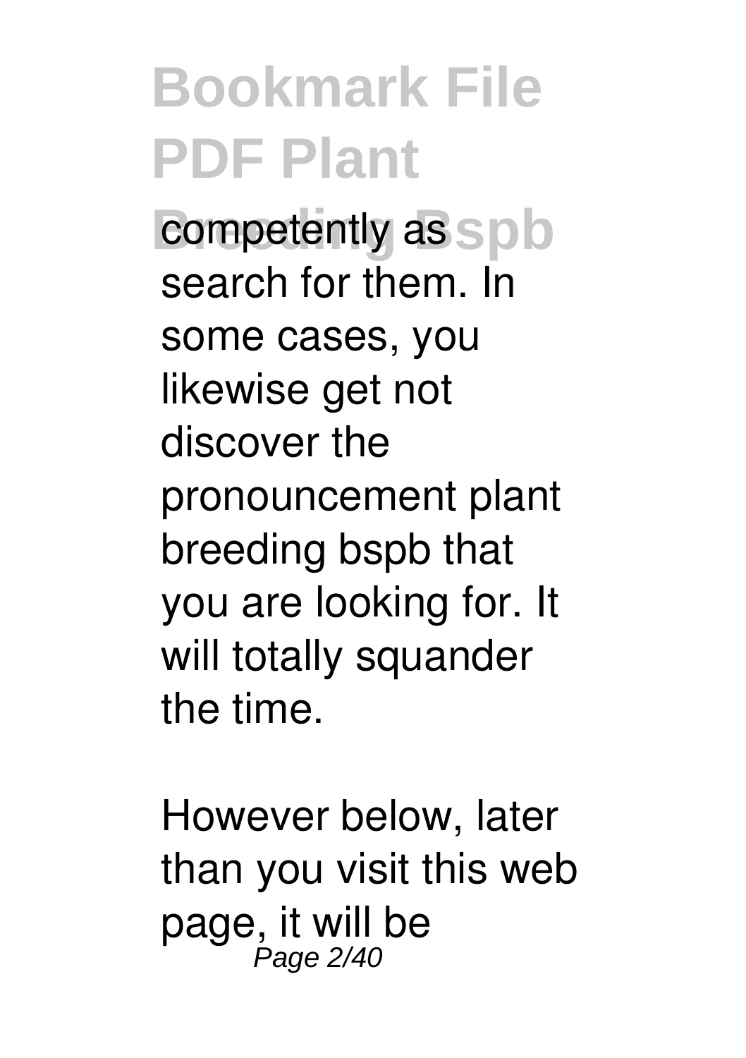competently as search for them. In some cases, you likewise get not discover the pronouncement plant breeding bspb that you are looking for. It will totally squander the time.

However below, later than you visit this web page, it will be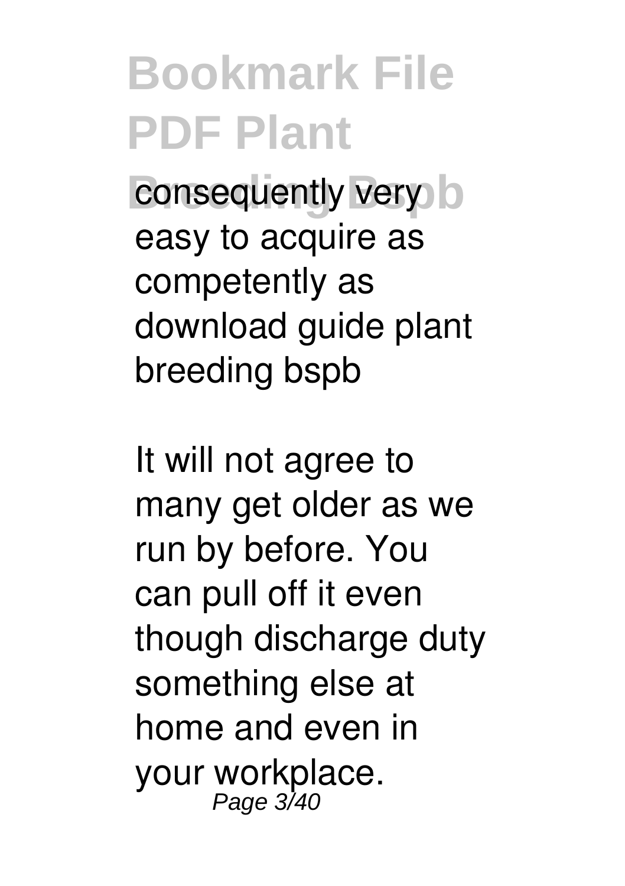consequently very easy to acquire as competently as download guide plant breeding bspb

It will not agree to many get older as we run by before. You can pull off it even though discharge duty something else at home and even in your workplace.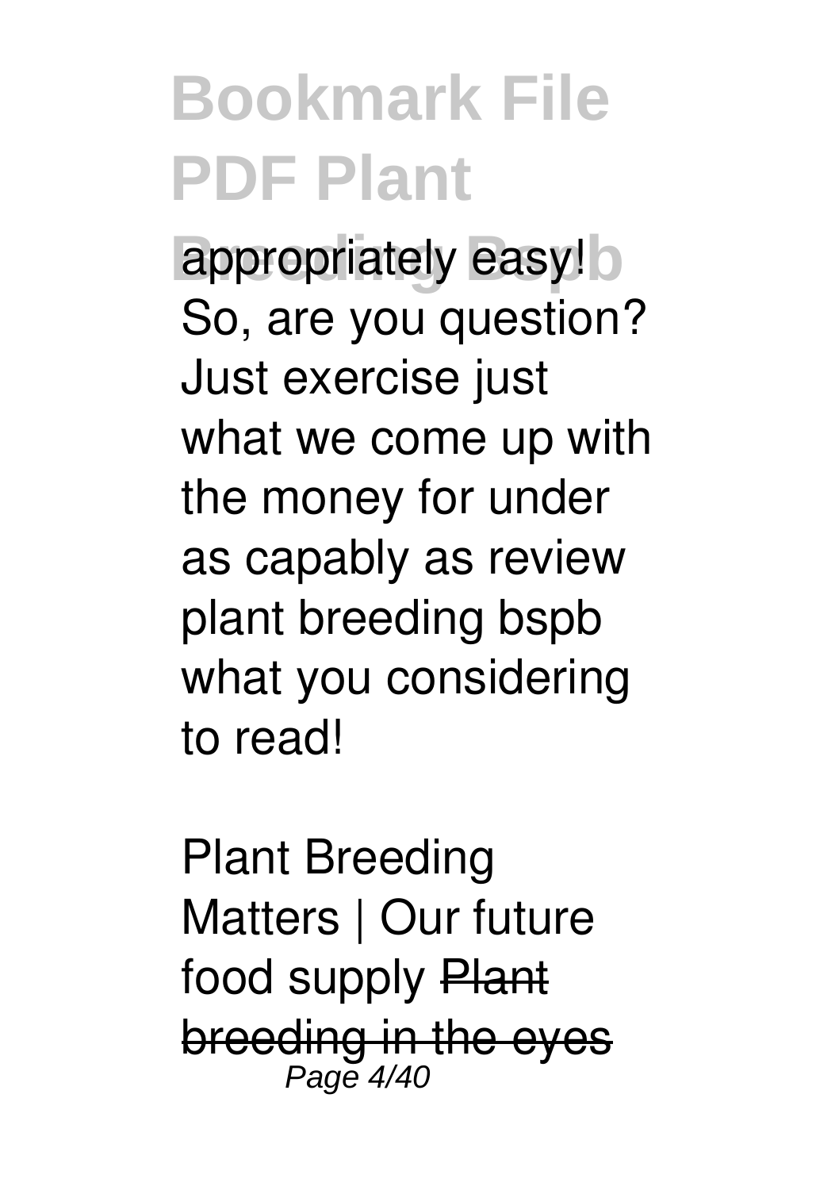appropriately easy! So, are you question? Just exercise just what we come up with the money for under as capably as review plant breeding bspb what you considering to read!

Plant Breeding Matters | Our future food supply ~~Plant breeding in the eyes~~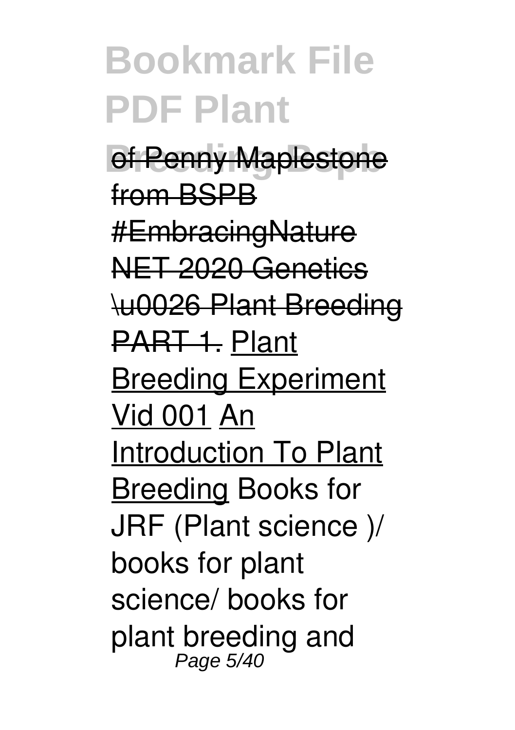of Penny Maplestone from BSPB #EmbracingNature NET 2020 Genetics \u0026 Plant Breeding PART 1. Plant Breeding Experiment Vid 001 An Introduction To Plant Breeding Books for JRF (Plant science )/ books for plant science/ books for plant breeding and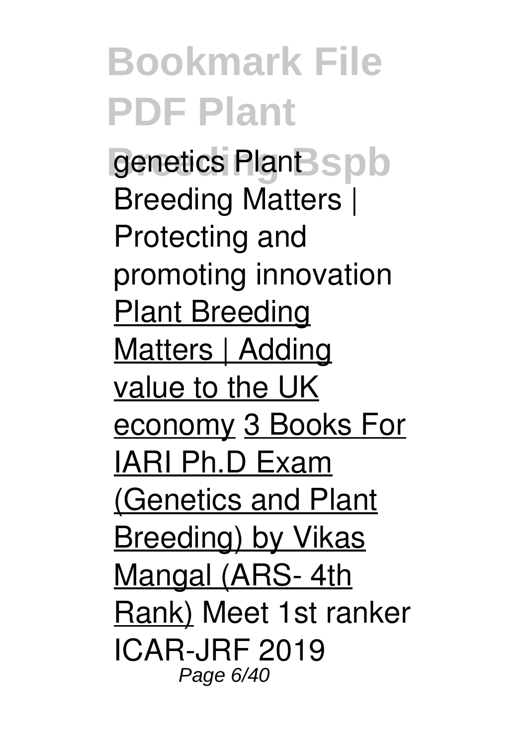genetics Plant Breeding Matters | Protecting and promoting innovation Plant Breeding Matters | Adding value to the UK economy 3 Books For IARI Ph.D Exam (Genetics and Plant Breeding) by Vikas Mangal (ARS- 4th Rank) Meet 1st ranker ICAR-JRF 2019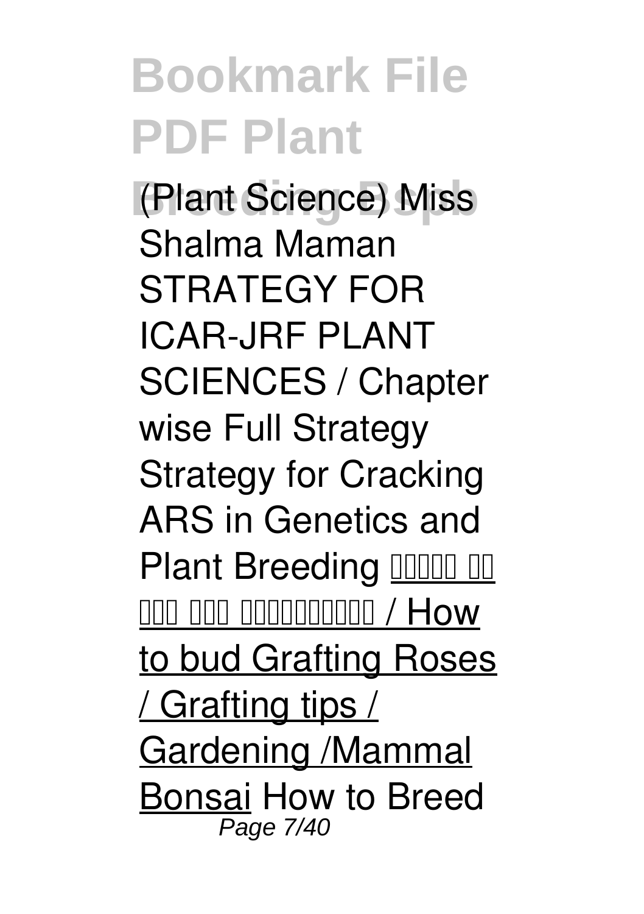(Plant Science) Miss Shalma Maman STRATEGY FOR ICAR-JRF PLANT SCIENCES / Chapter wise Full Strategy Strategy for Cracking ARS in Genetics and Plant Breeding ▯▯▯▯▯ ▯▯ ▯▯▯ ▯▯▯ ▯▯▯▯▯▯▯▯▯ / How to bud Grafting Roses / Grafting tips / Gardening /Mammal Bonsai How to Breed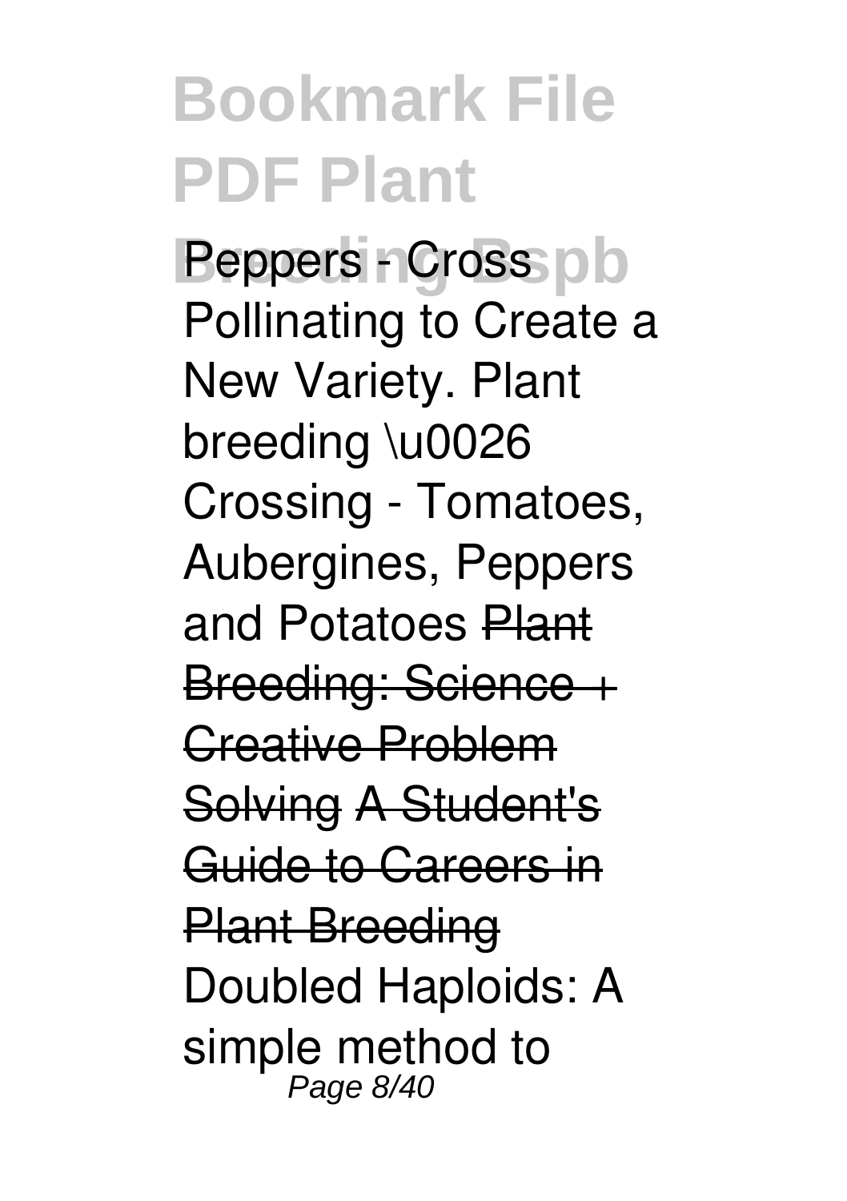**Peppers - Cross Pollinating to Create a New Variety. Plant breeding \u0026 Crossing - Tomatoes, Aubergines, Peppers and Potatoes** ~~Plant Breeding: Science + Creative Problem Solving~~ ~~A Student's Guide to Careers in Plant Breeding~~ **Doubled Haploids: A simple method to**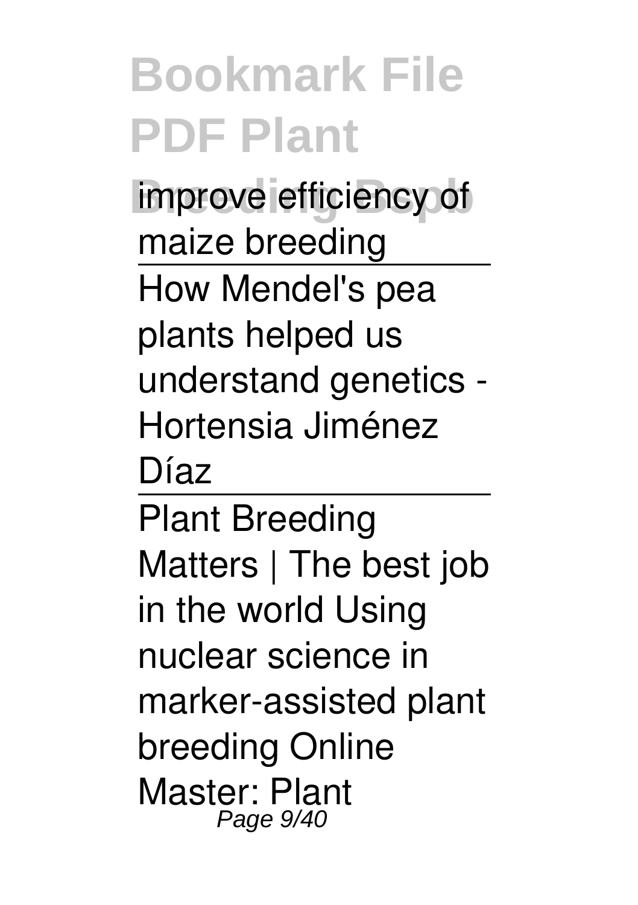improve efficiency of maize breeding

How Mendel's pea plants helped us understand genetics - Hortensia Jiménez Díaz

Plant Breeding Matters | The best job in the world Using nuclear science in marker-assisted plant breeding Online Master: Plant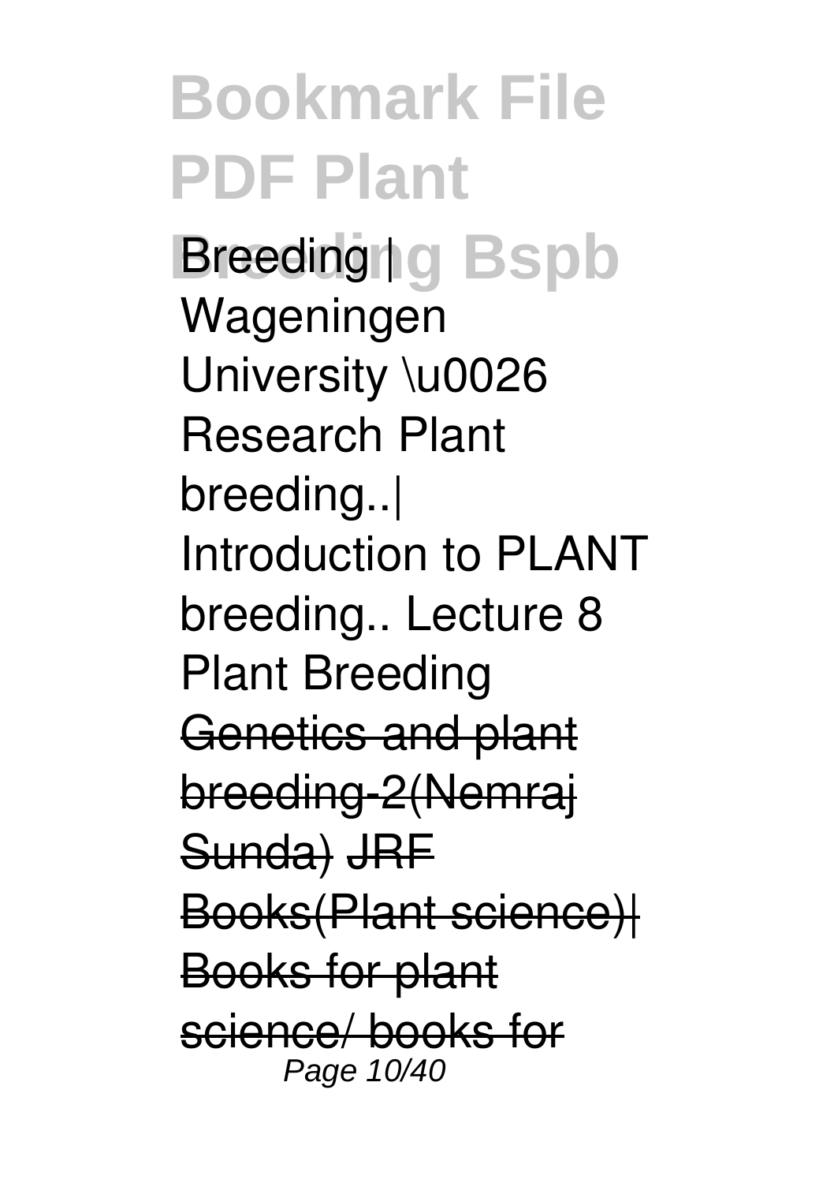Breeding | Wageningen University \u0026 Research Plant breeding..| Introduction to PLANT breeding.. Lecture 8 Plant Breeding ~~Genetics and plant breeding-2(Nemraj Sunda)~~ ~~JRF Books(Plant science)| Books for plant science/ books for~~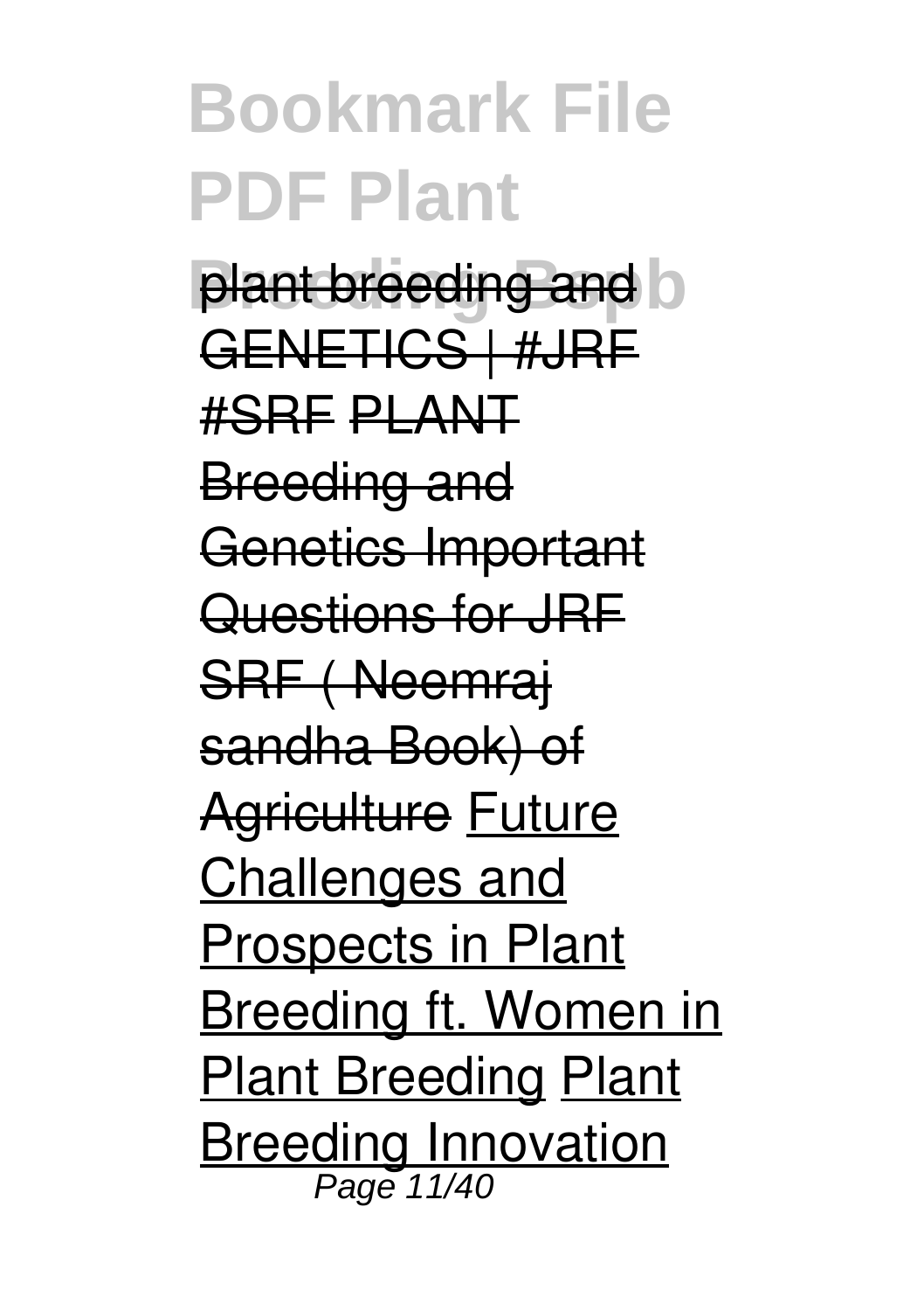plant breeding and GENETICS | #JRF #SRF PLANT Breeding and Genetics Important Questions for JRF SRF ( Neemraj sandha Book) of Agriculture Future Challenges and Prospects in Plant Breeding ft. Women in Plant Breeding Plant Breeding Innovation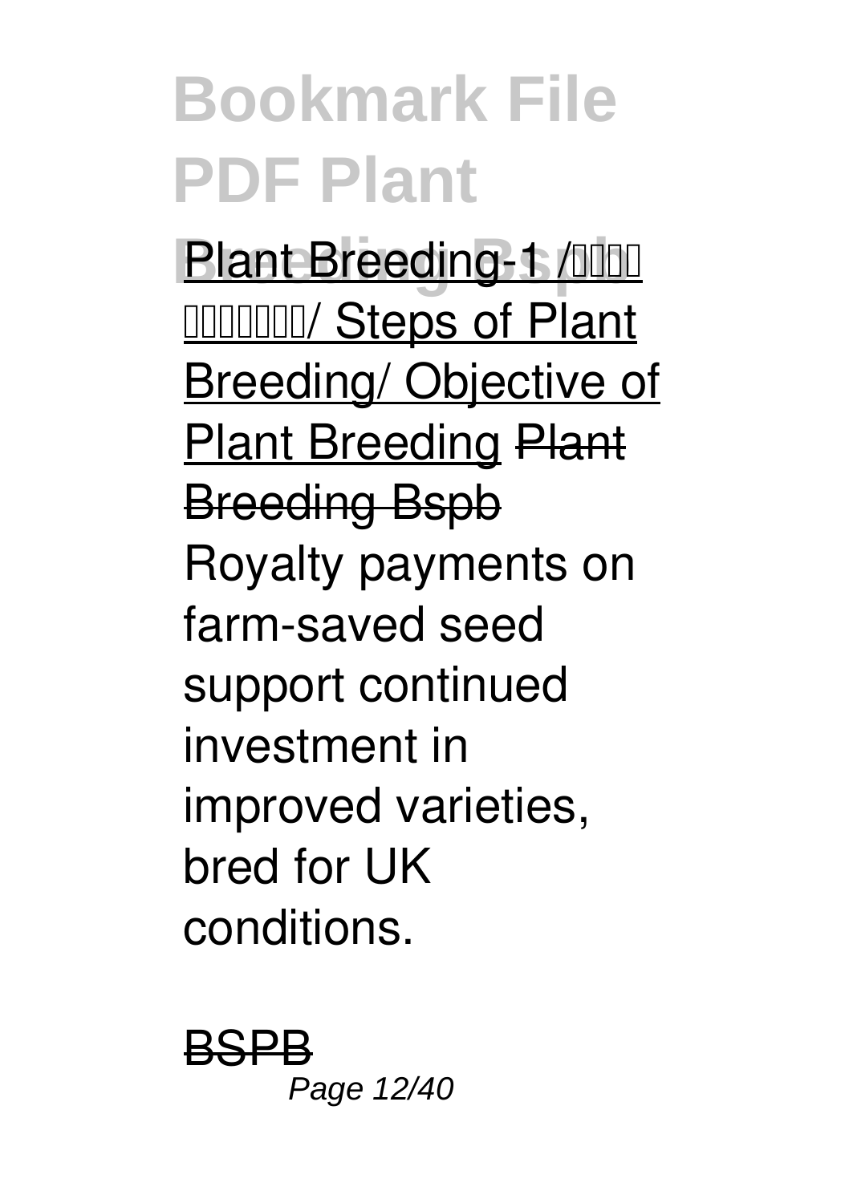Plant Breeding-1 /□□□□ □□□□□□□/ Steps of Plant Breeding/ Objective of Plant Breeding ~~Plant Breeding Bspb~~

Royalty payments on farm-saved seed support continued investment in improved varieties, bred for UK conditions.

~~BSPB~~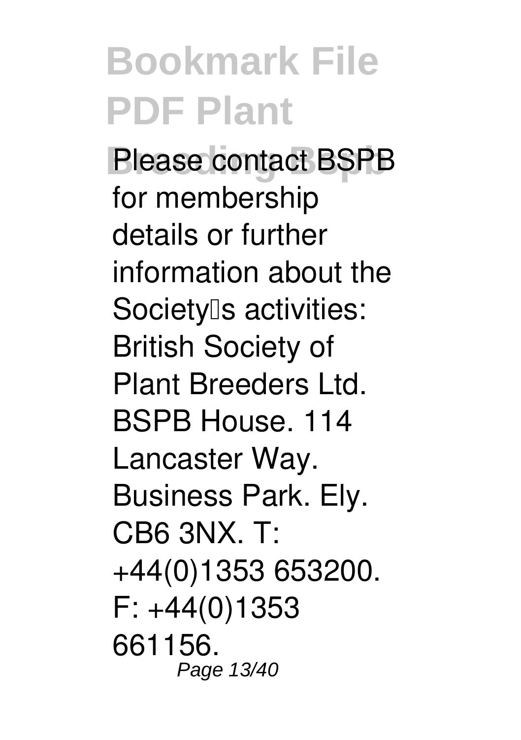Please contact BSPB for membership details or further information about the Society's activities: British Society of Plant Breeders Ltd. BSPB House. 114 Lancaster Way. Business Park. Ely. CB6 3NX. T: +44(0)1353 653200. F: +44(0)1353 661156.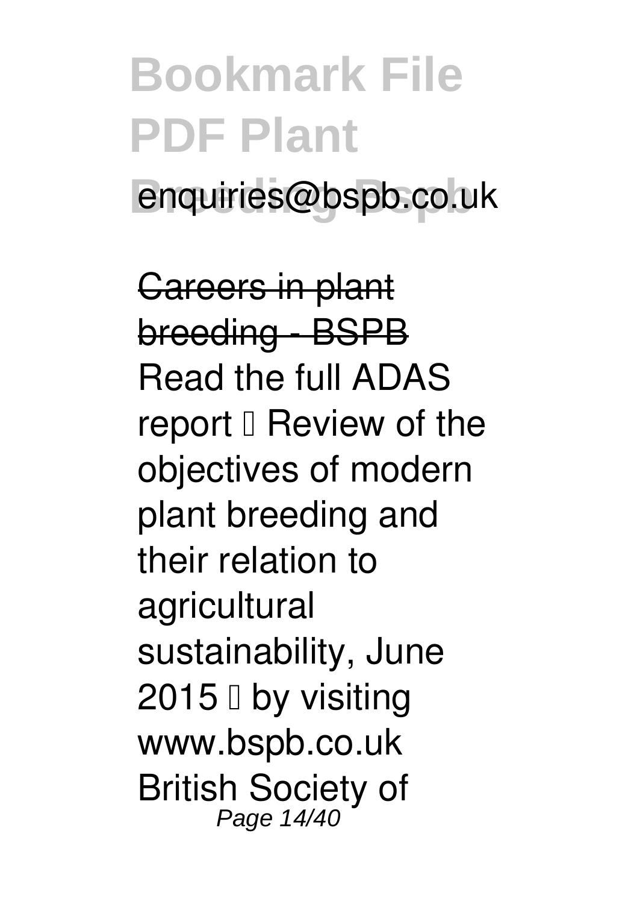enquiries@bspb.co.uk

Careers in plant breeding - BSPB

Read the full ADAS report  Review of the objectives of modern plant breeding and their relation to agricultural sustainability, June 2015  by visiting www.bspb.co.uk British Society of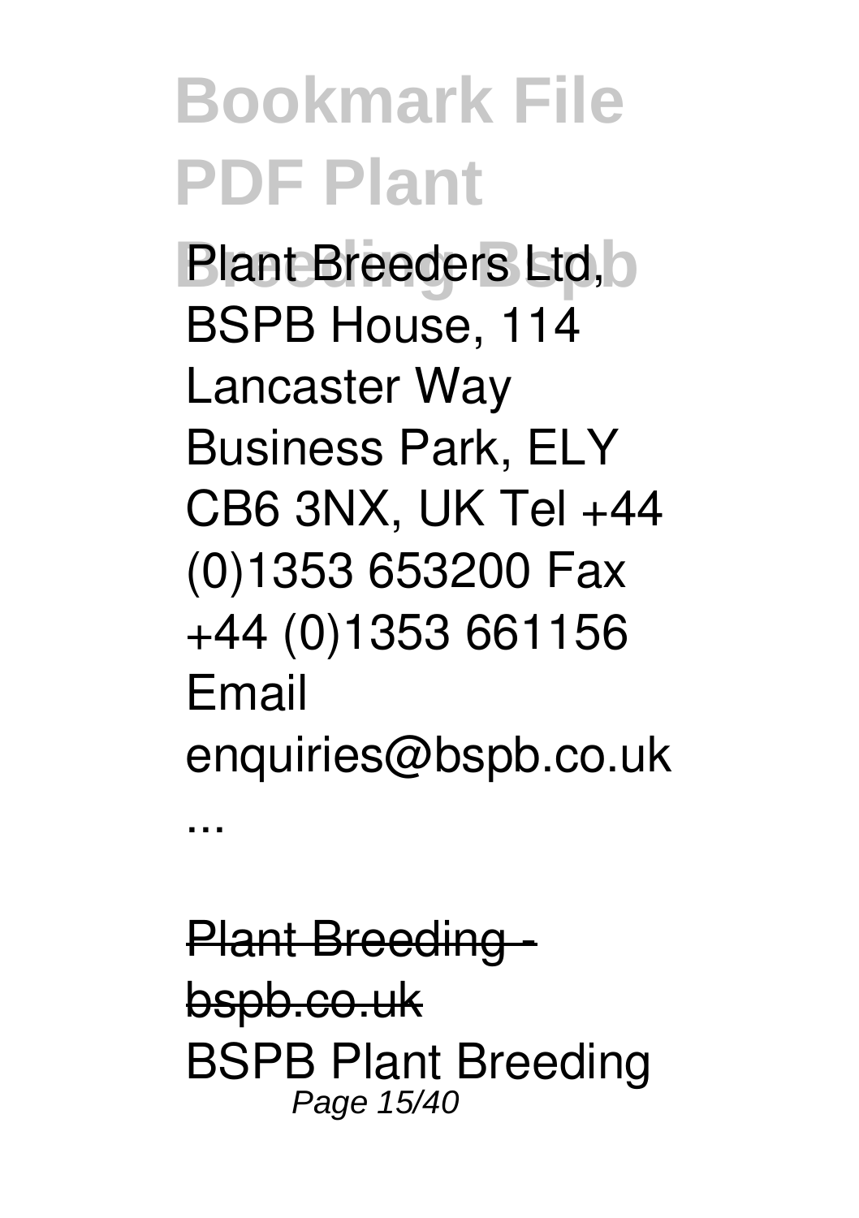Plant Breeders Ltd, BSPB House, 114 Lancaster Way Business Park, ELY CB6 3NX, UK Tel +44 (0)1353 653200 Fax +44 (0)1353 661156 Email enquiries@bspb.co.uk ...

Plant Breeding - bspb.co.uk

BSPB Plant Breeding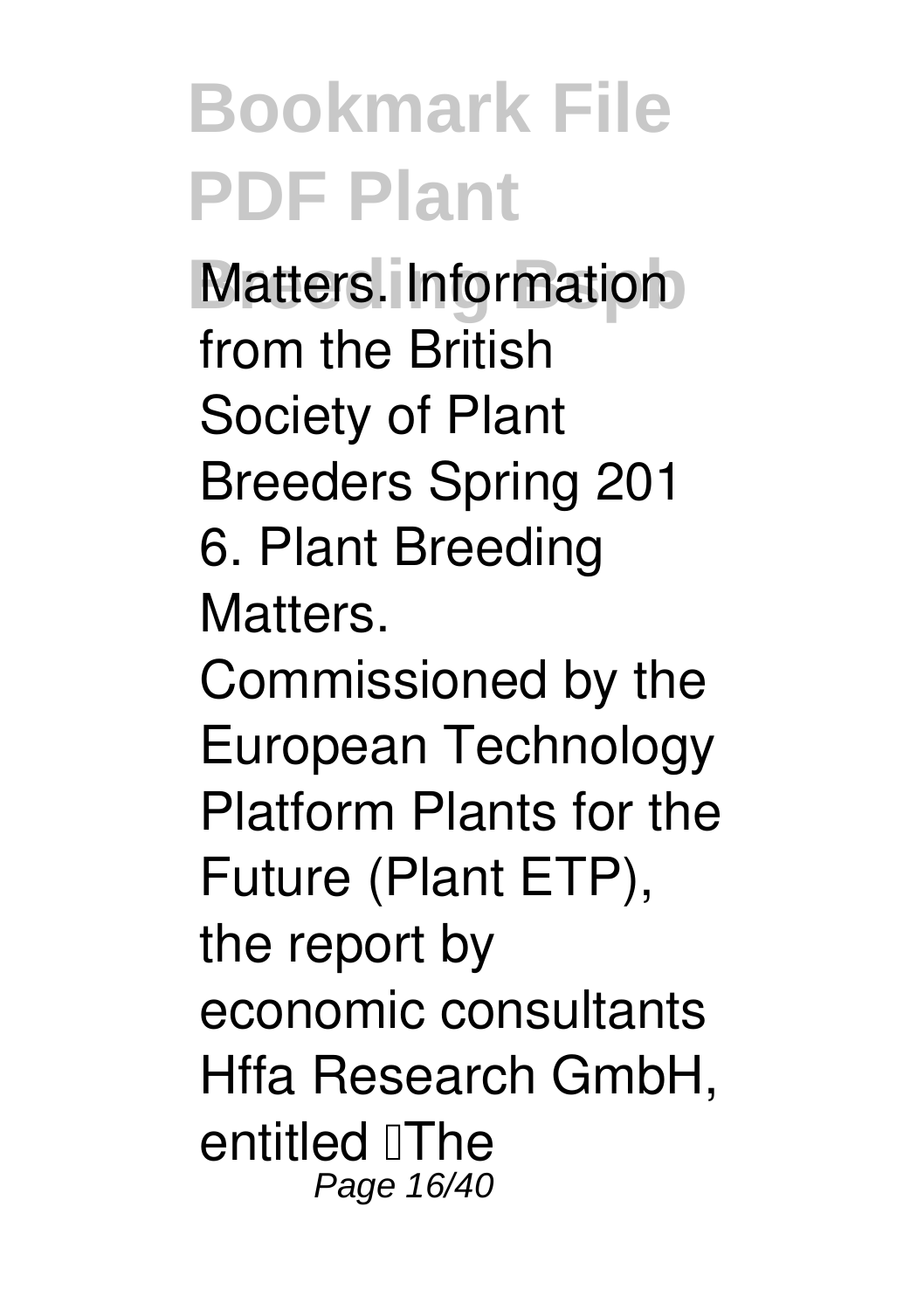Matters. Information from the British Society of Plant Breeders Spring 201 6. Plant Breeding Matters. Commissioned by the European Technology Platform Plants for the Future (Plant ETP), the report by economic consultants Hffa Research GmbH, entitled The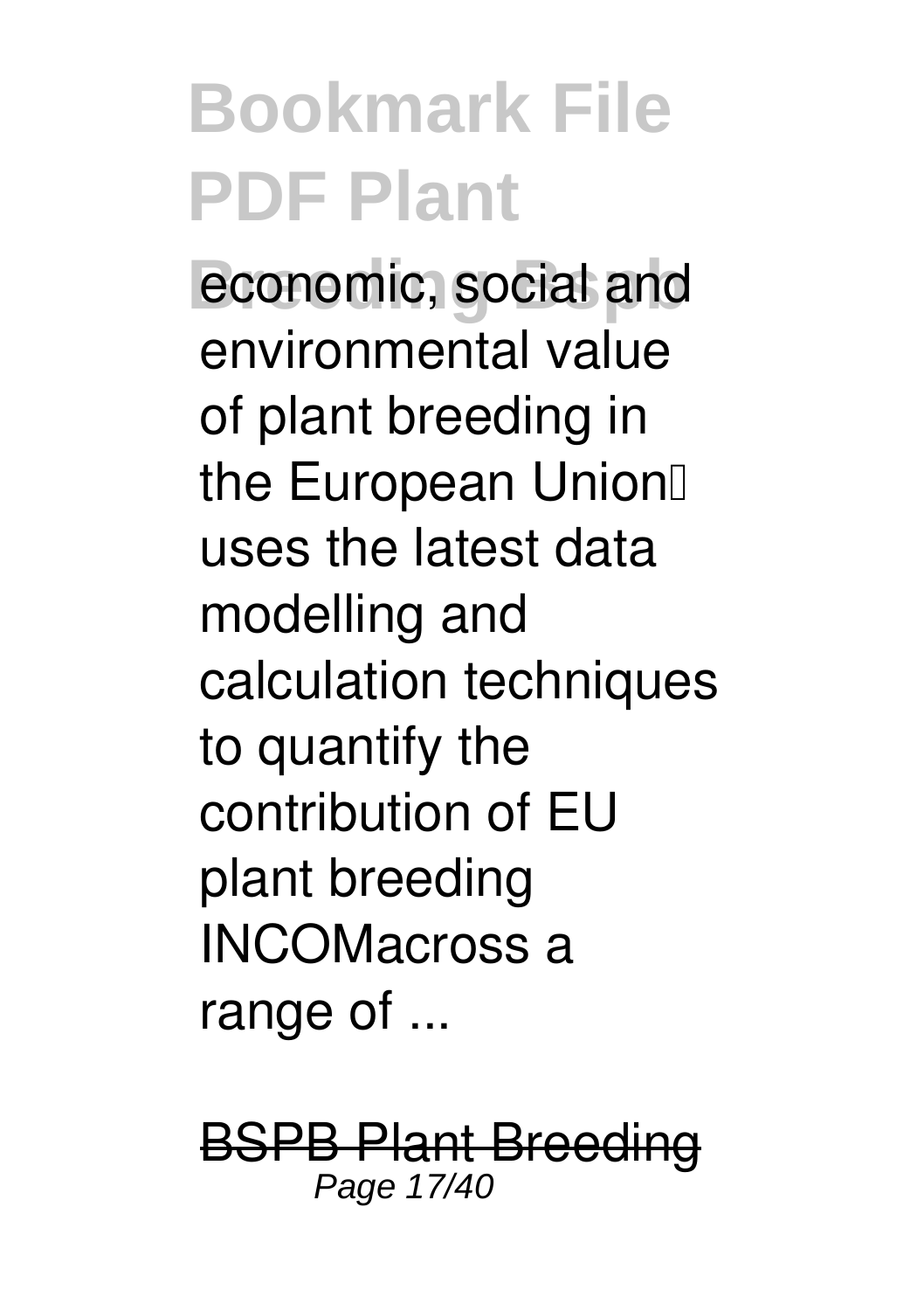economic, social and environmental value of plant breeding in the European Union uses the latest data modelling and calculation techniques to quantify the contribution of EU plant breeding INCOMacross a range of ...

BSPB Plant Breeding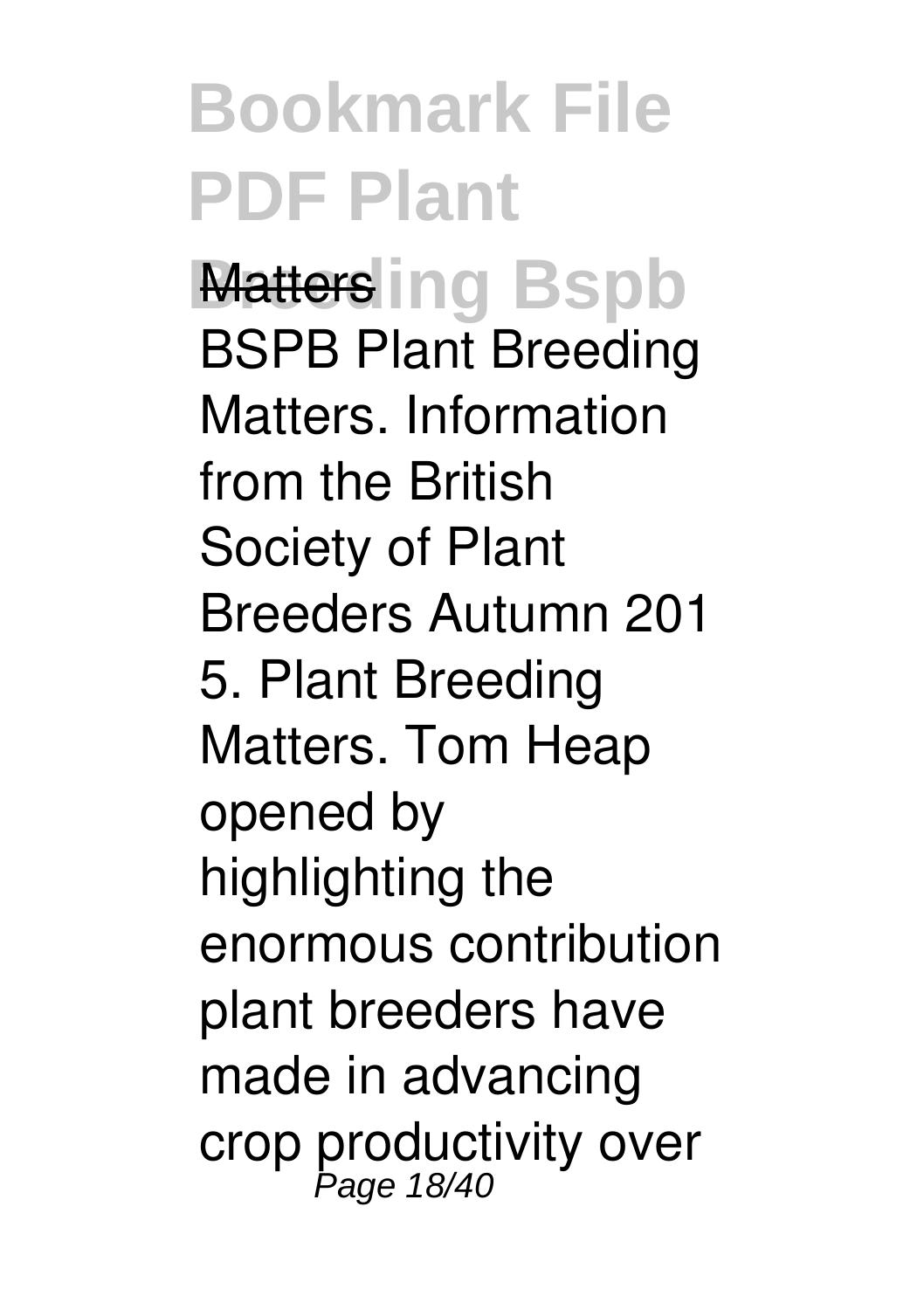Matters

BSPB Plant Breeding Matters. Information from the British Society of Plant Breeders Autumn 201 5. Plant Breeding Matters. Tom Heap opened by highlighting the enormous contribution plant breeders have made in advancing crop productivity over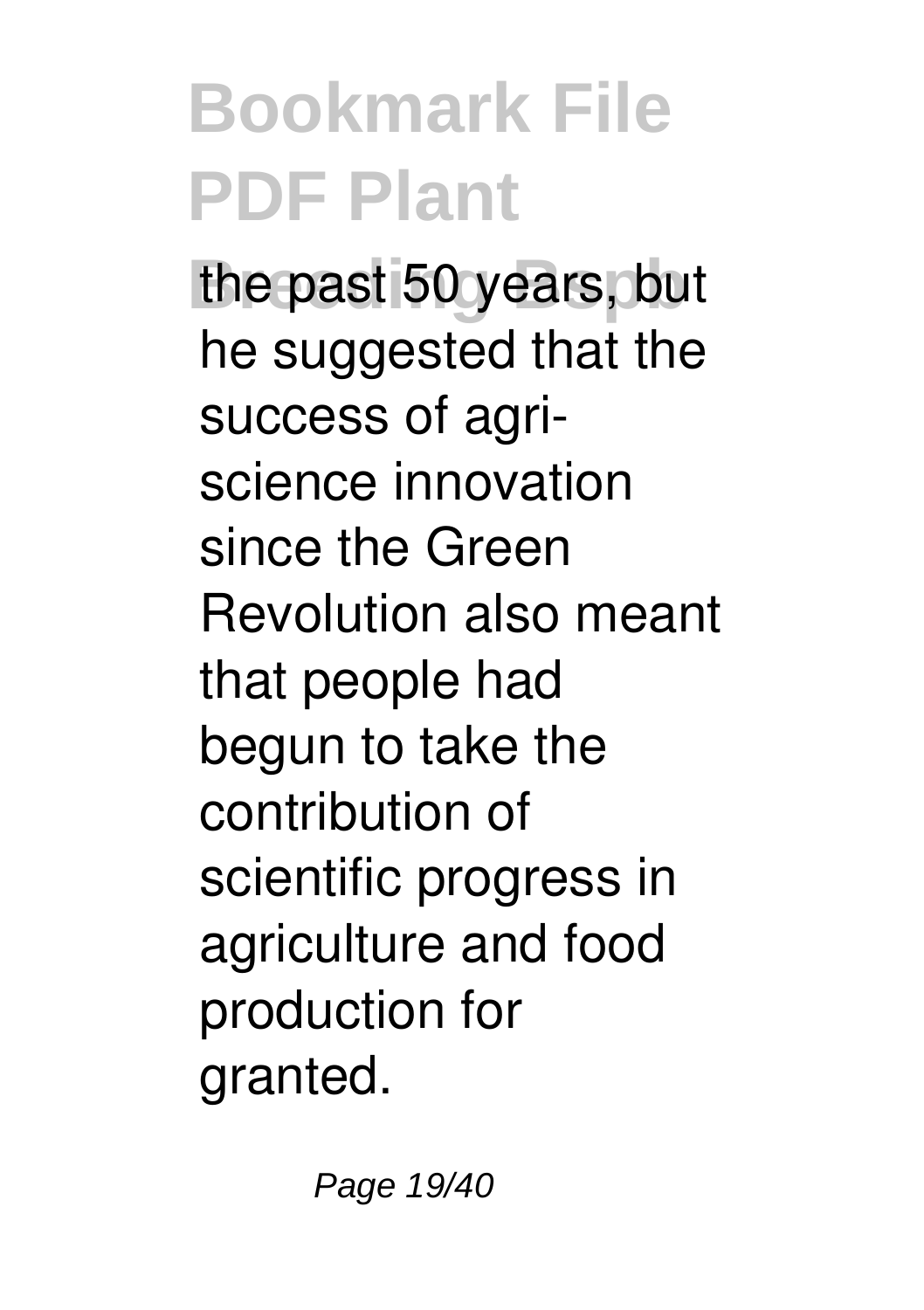the past 50 years, but he suggested that the success of agri-science innovation since the Green Revolution also meant that people had begun to take the contribution of scientific progress in agriculture and food production for granted.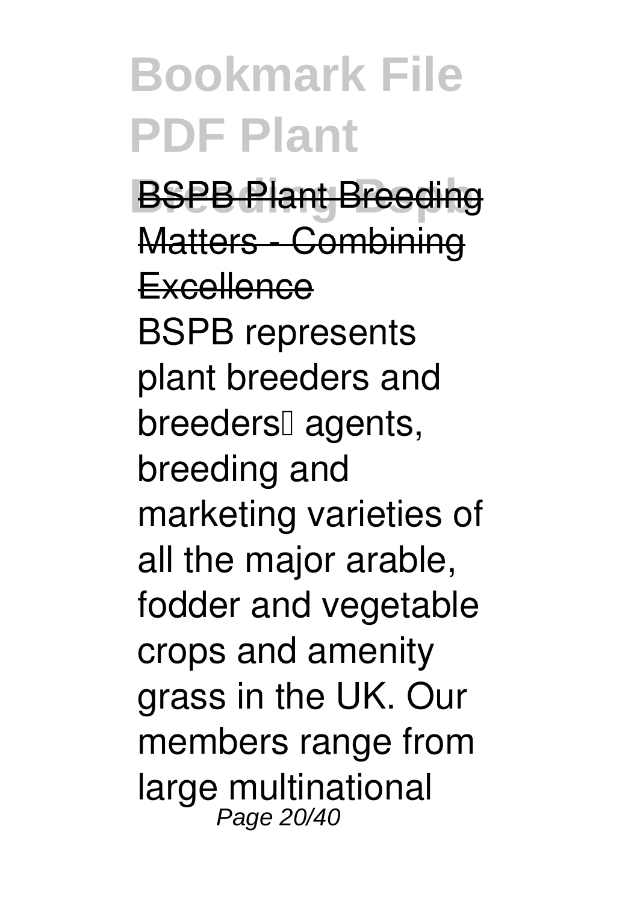BSPB Plant Breeding Matters - Combining Excellence

BSPB represents plant breeders and breeders' agents, breeding and marketing varieties of all the major arable, fodder and vegetable crops and amenity grass in the UK. Our members range from large multinational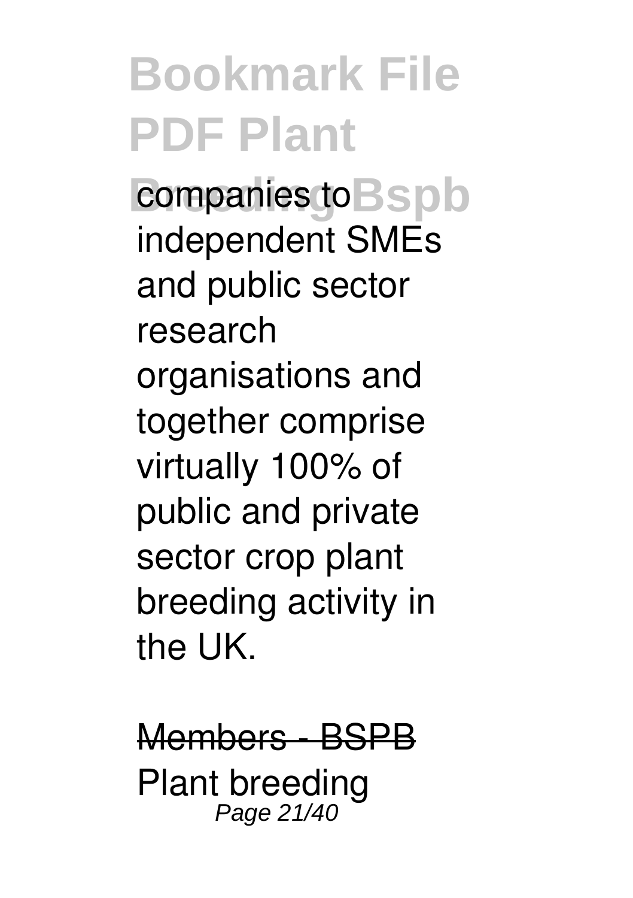companies to independent SMEs and public sector research organisations and together comprise virtually 100% of public and private sector crop plant breeding activity in the UK.

Members - BSPB

Plant breeding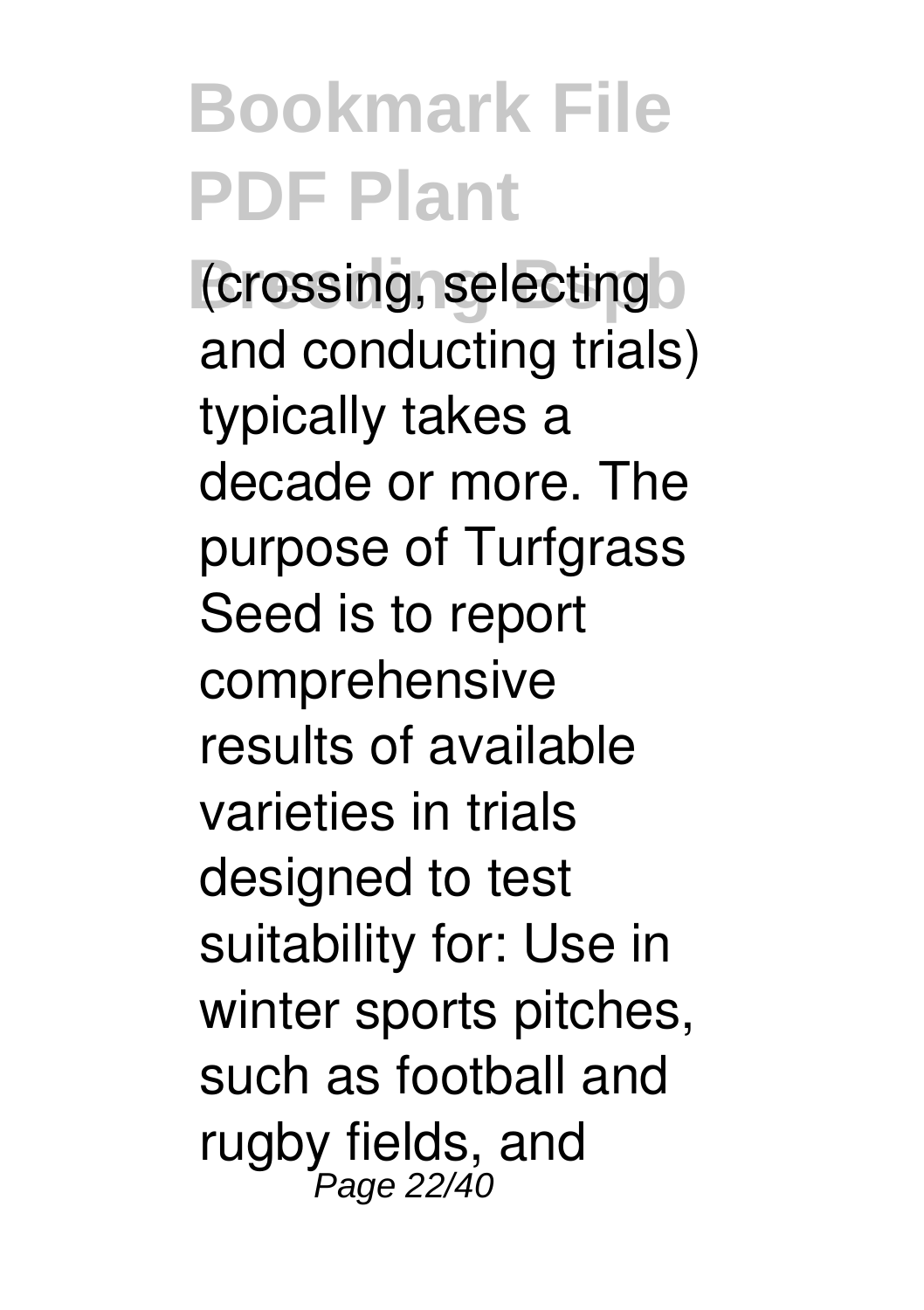(crossing, selecting and conducting trials) typically takes a decade or more. The purpose of Turfgrass Seed is to report comprehensive results of available varieties in trials designed to test suitability for: Use in winter sports pitches, such as football and rugby fields, and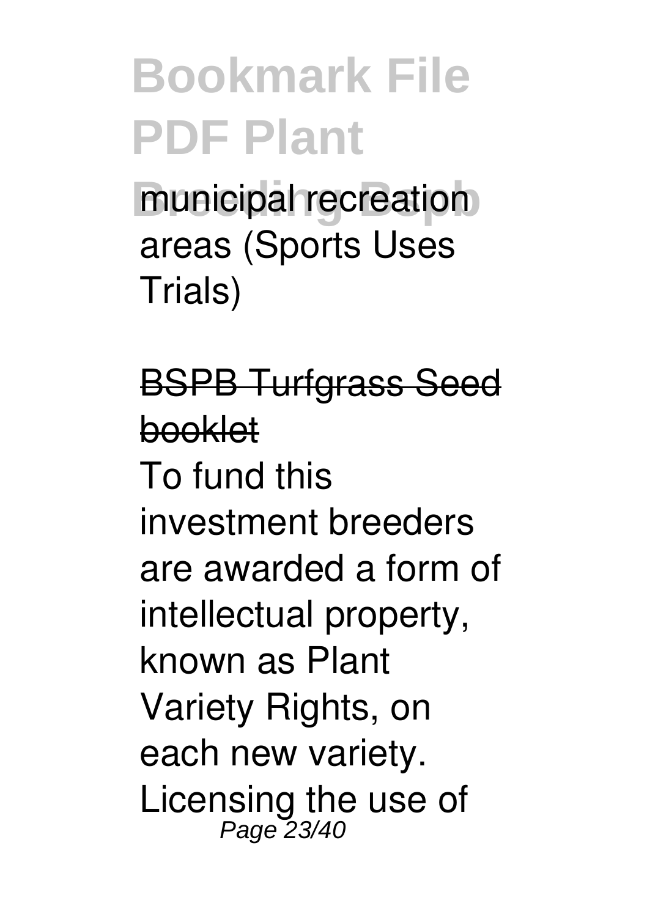municipal recreation areas (Sports Uses Trials)

BSPB Turfgrass Seed booklet

To fund this investment breeders are awarded a form of intellectual property, known as Plant Variety Rights, on each new variety. Licensing the use of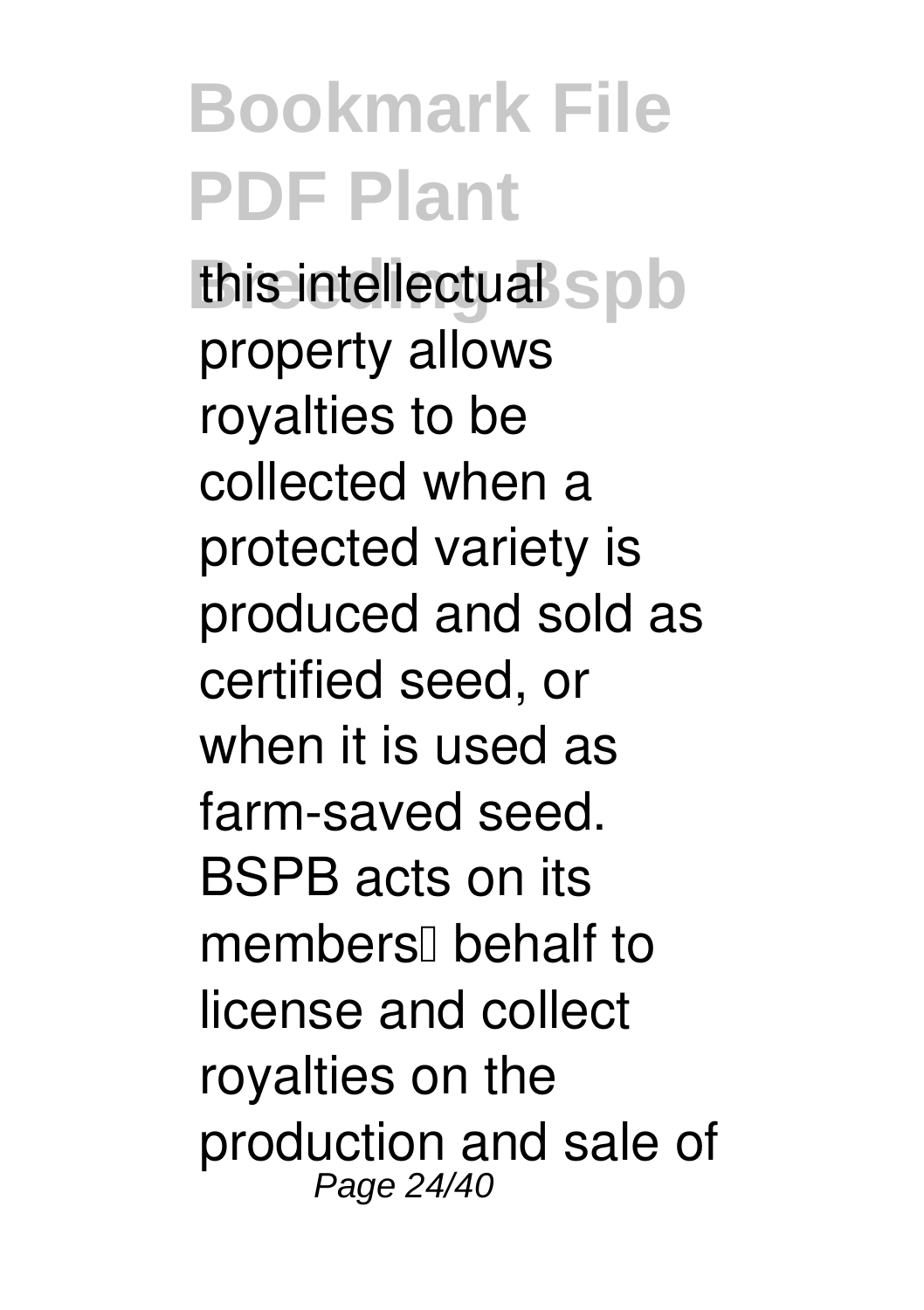this intellectual property allows royalties to be collected when a protected variety is produced and sold as certified seed, or when it is used as farm-saved seed. BSPB acts on its members' behalf to license and collect royalties on the production and sale of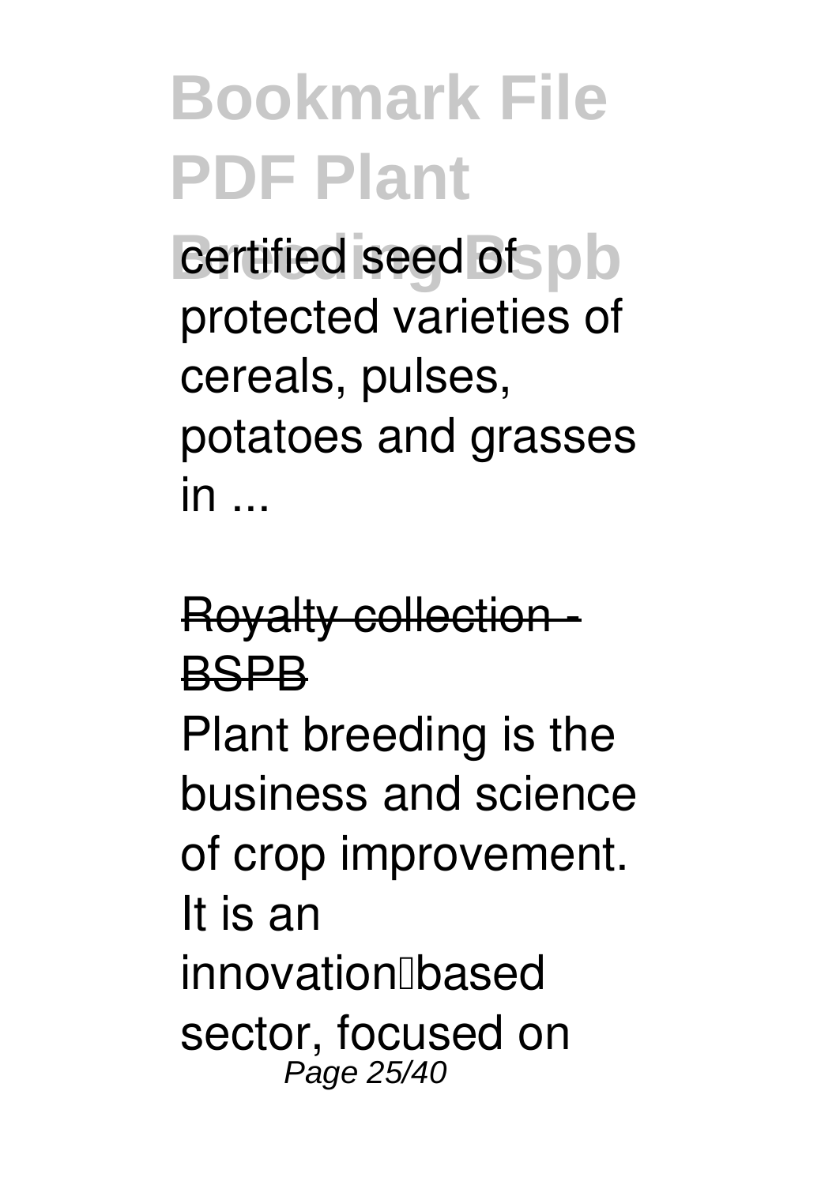certified seed of protected varieties of cereals, pulses, potatoes and grasses in ...

Royalty collection - BSPB

Plant breeding is the business and science of crop improvement. It is an innovation‐based sector, focused on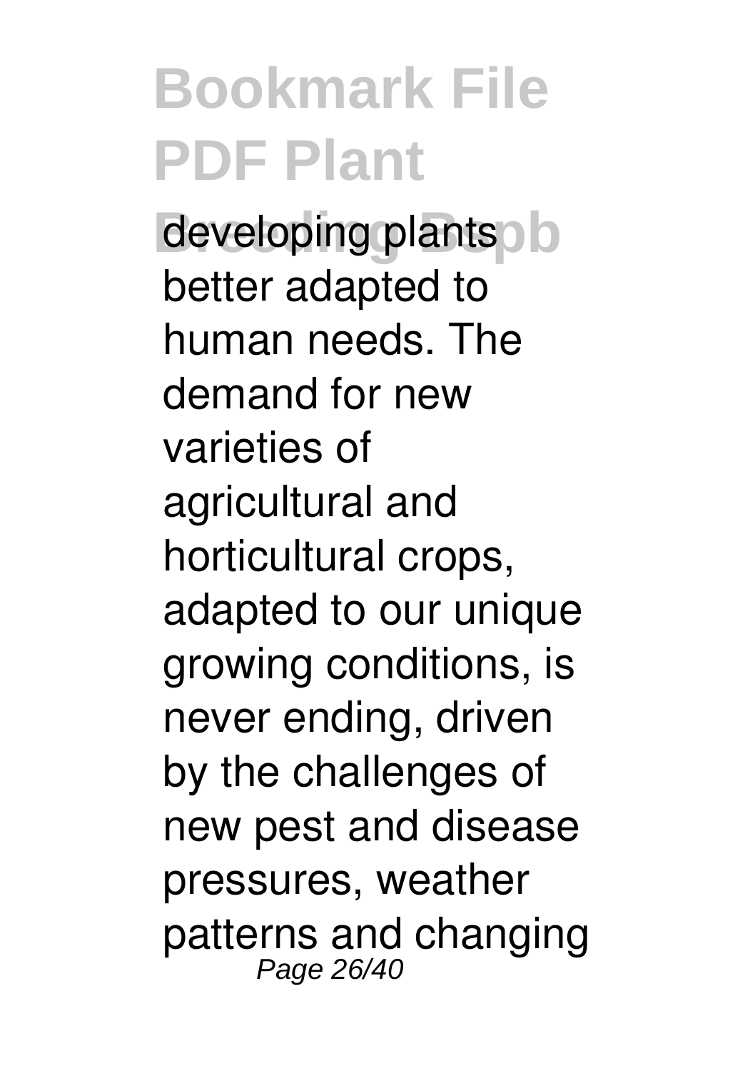developing plants better adapted to human needs. The demand for new varieties of agricultural and horticultural crops, adapted to our unique growing conditions, is never ending, driven by the challenges of new pest and disease pressures, weather patterns and changing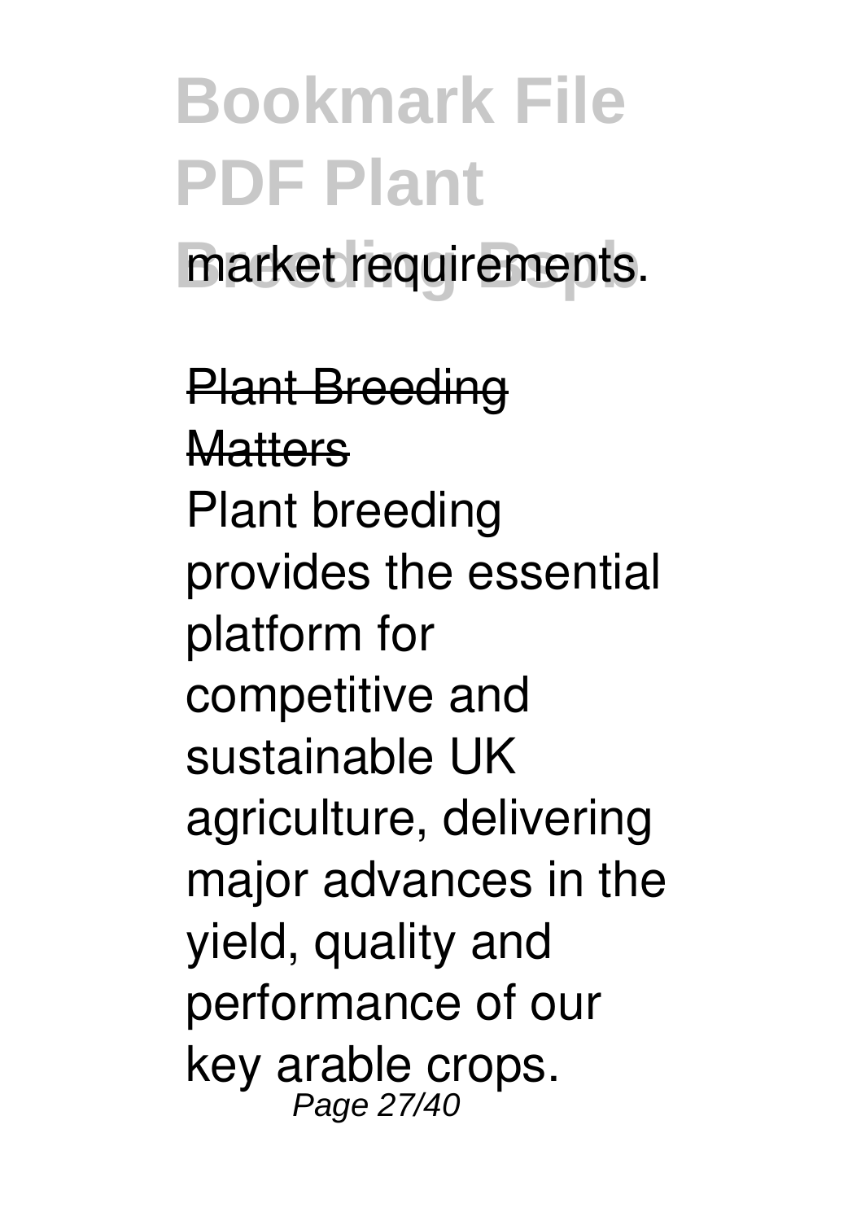market requirements.

Plant Breeding Matters

Plant breeding provides the essential platform for competitive and sustainable UK agriculture, delivering major advances in the yield, quality and performance of our key arable crops.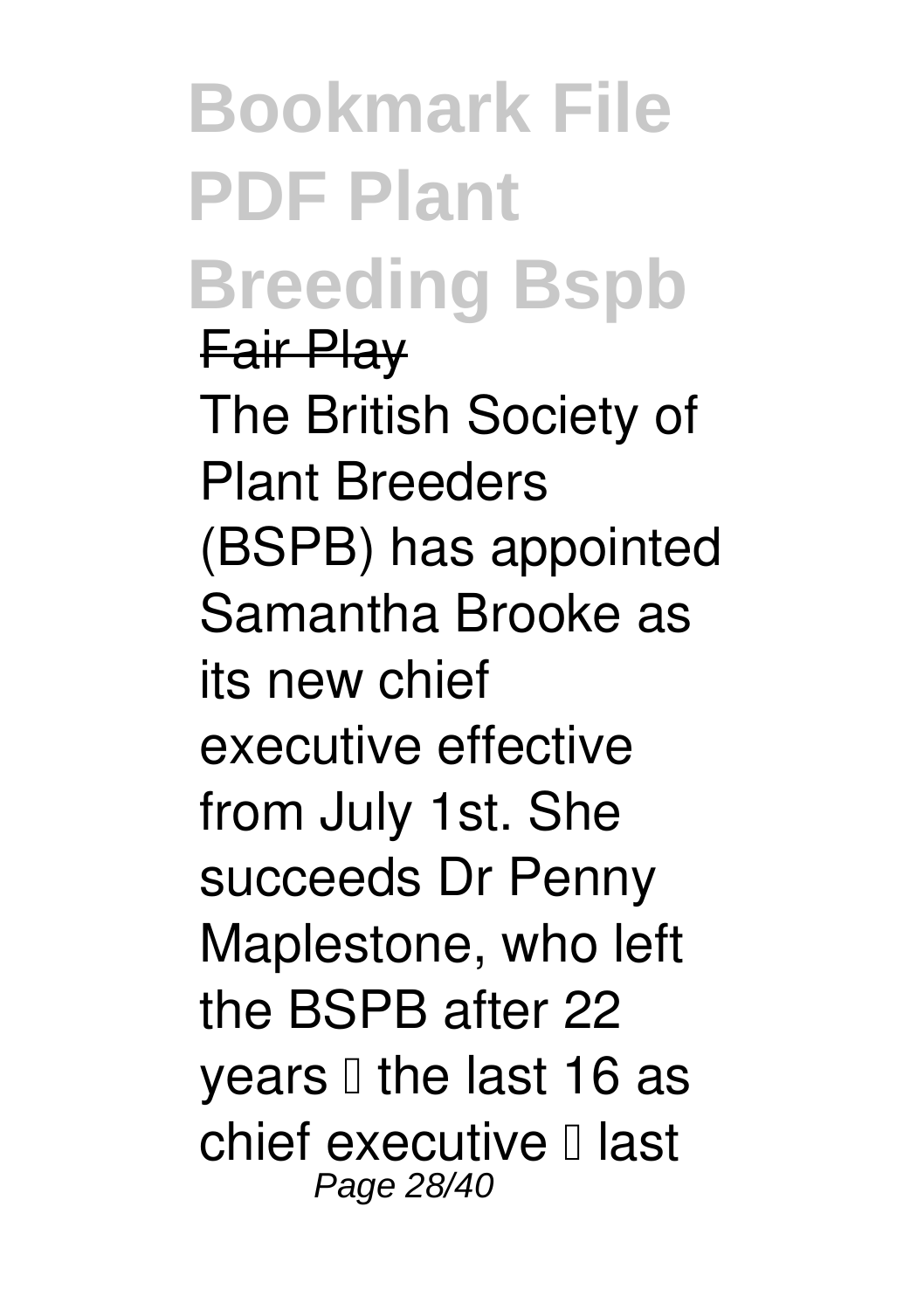Fair Play

The British Society of Plant Breeders (BSPB) has appointed Samantha Brooke as its new chief executive effective from July 1st. She succeeds Dr Penny Maplestone, who left the BSPB after 22 years – the last 16 as chief executive – last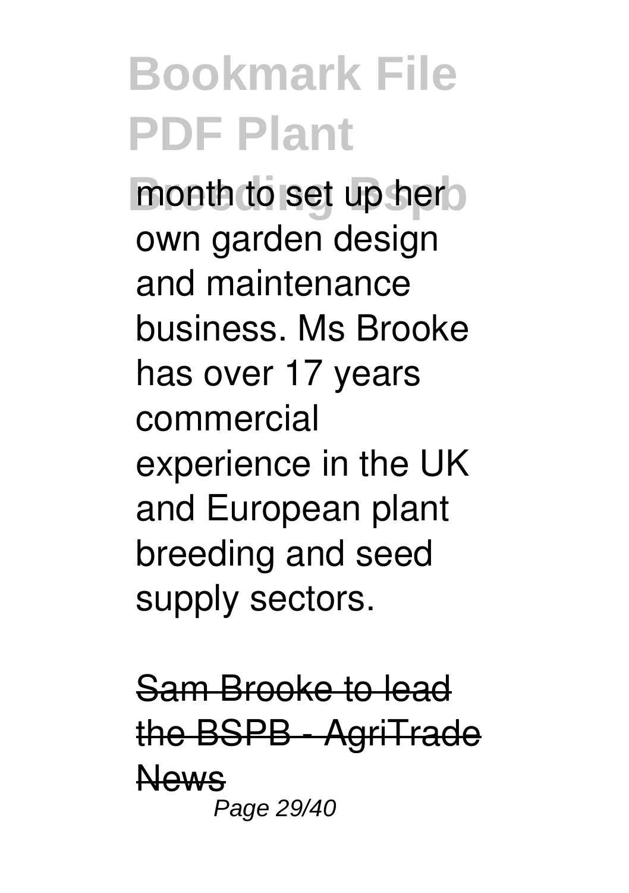month to set up her own garden design and maintenance business. Ms Brooke has over 17 years commercial experience in the UK and European plant breeding and seed supply sectors.

Sam Brooke to lead the BSPB - AgriTrade News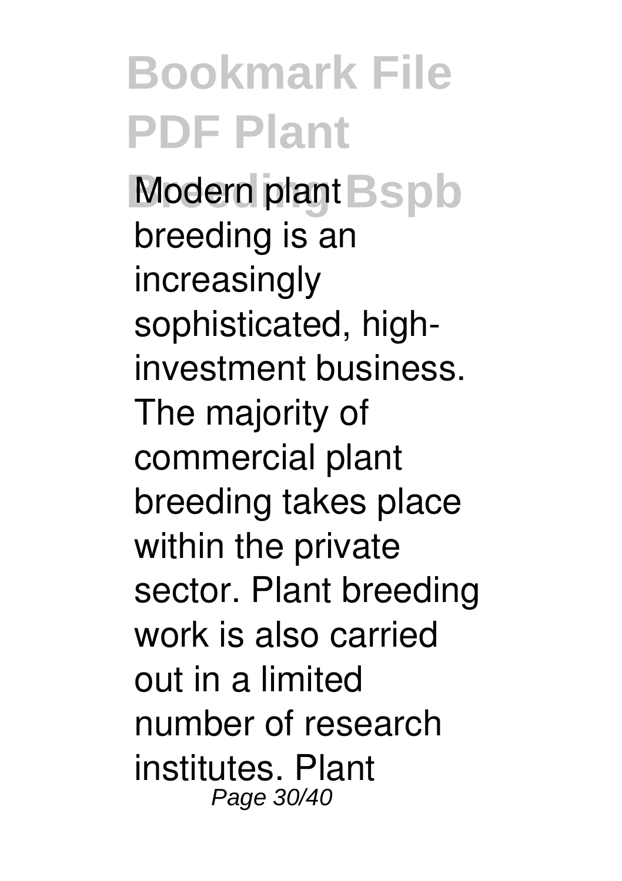Modern plant breeding is an increasingly sophisticated, high-investment business. The majority of commercial plant breeding takes place within the private sector. Plant breeding work is also carried out in a limited number of research institutes. Plant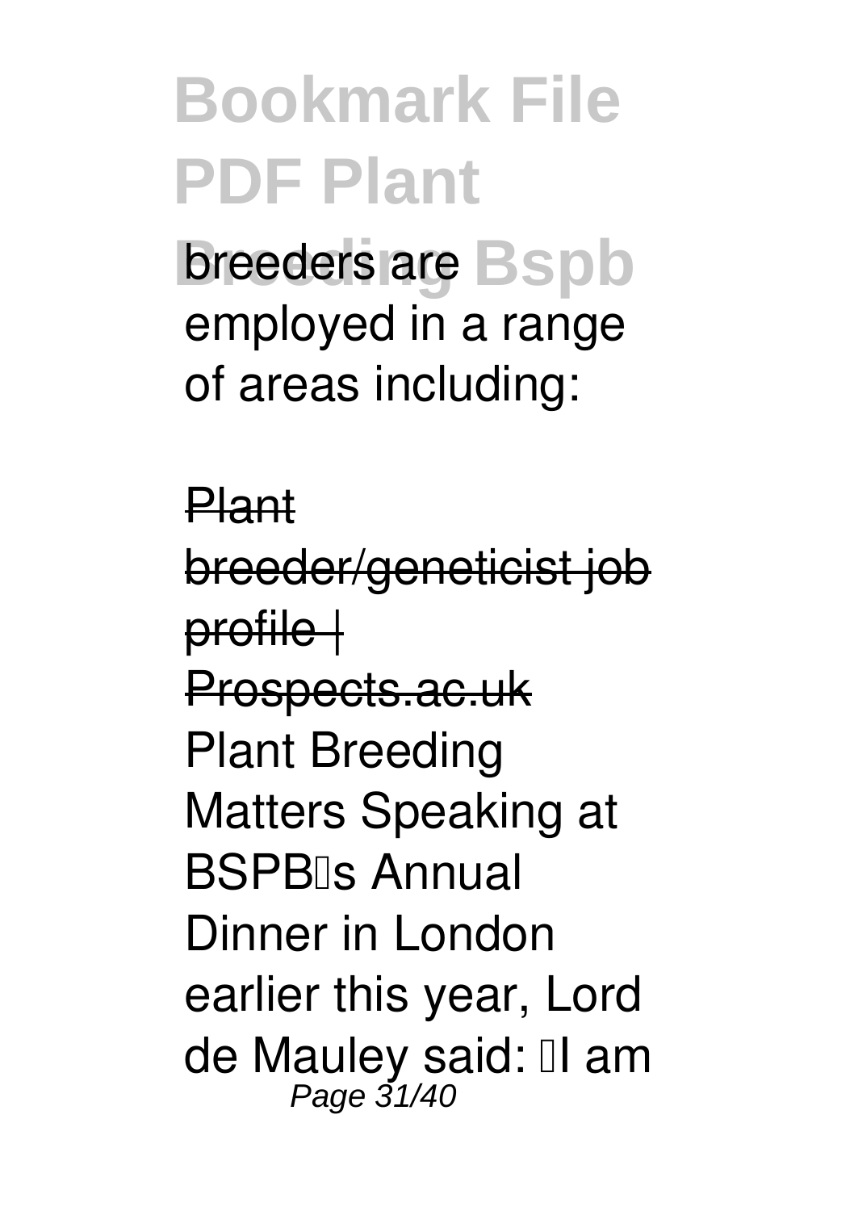breeders are employed in a range of areas including:

Plant breeder/geneticist job profile | Prospects.ac.uk

Plant Breeding Matters Speaking at BSPB's Annual Dinner in London earlier this year, Lord de Mauley said: "I am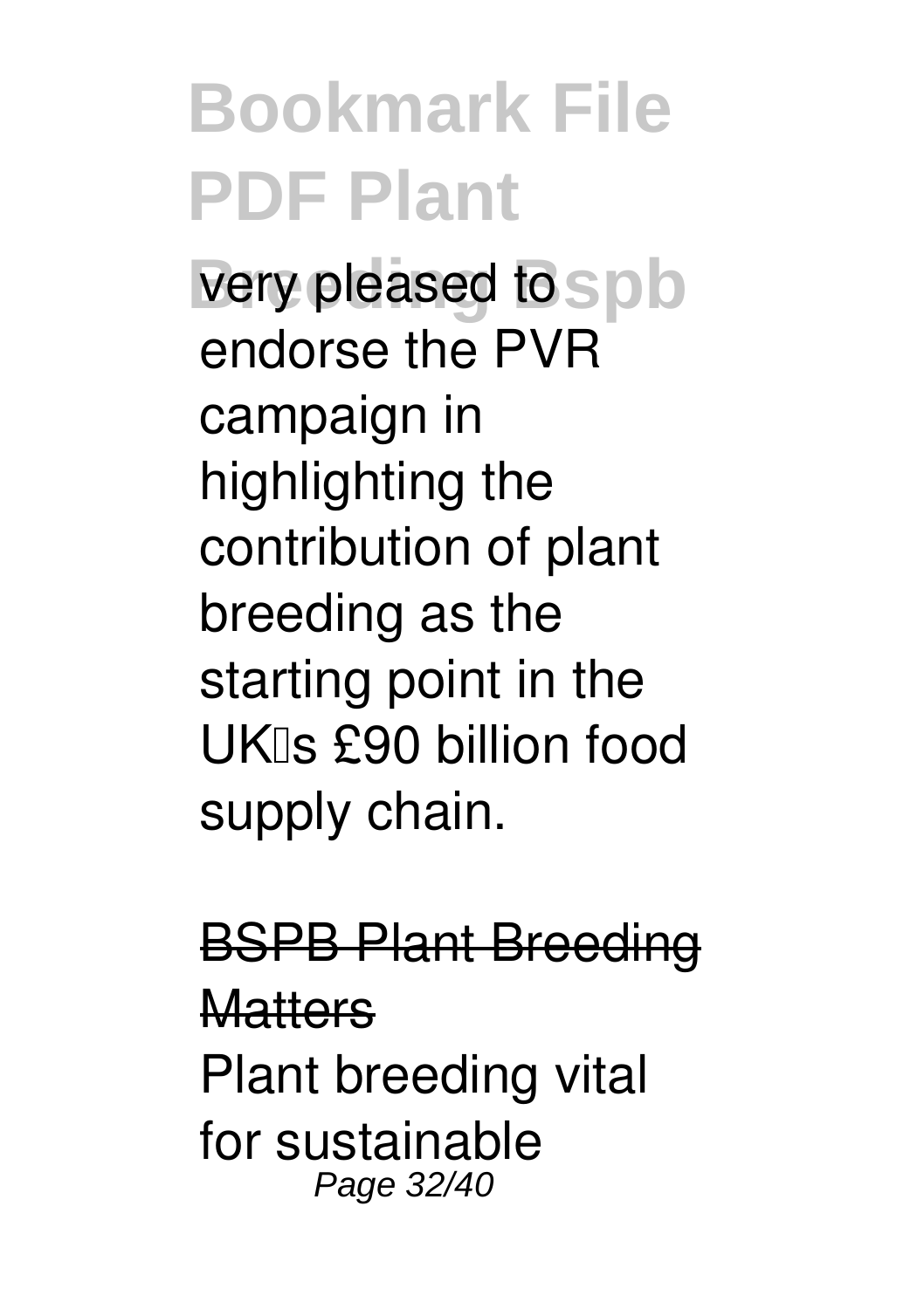very pleased to endorse the PVR campaign in highlighting the contribution of plant breeding as the starting point in the UK's £90 billion food supply chain.

BSPB Plant Breeding Matters

Plant breeding vital for sustainable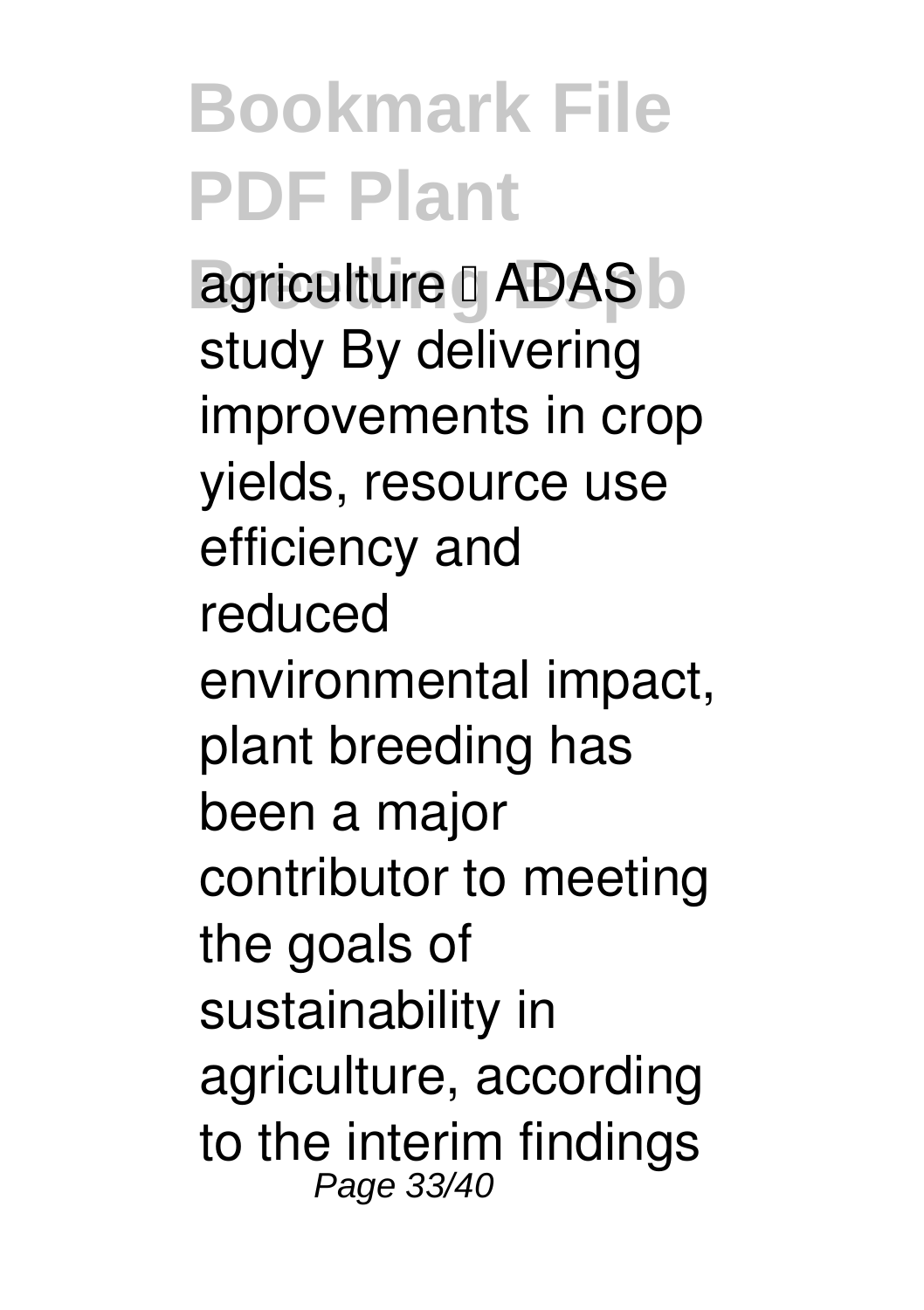agriculture – ADAS study By delivering improvements in crop yields, resource use efficiency and reduced environmental impact, plant breeding has been a major contributor to meeting the goals of sustainability in agriculture, according to the interim findings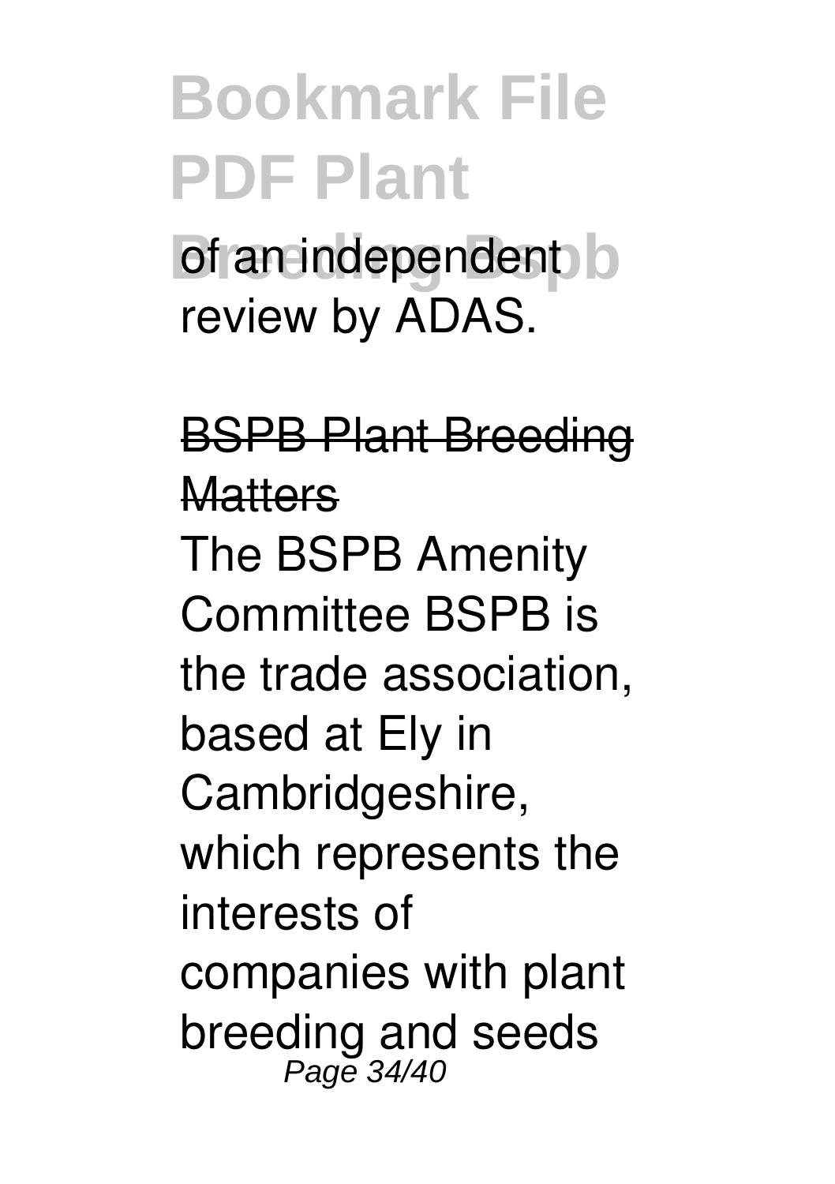of an independent review by ADAS.

BSPB Plant Breeding Matters

The BSPB Amenity Committee BSPB is the trade association, based at Ely in Cambridgeshire, which represents the interests of companies with plant breeding and seeds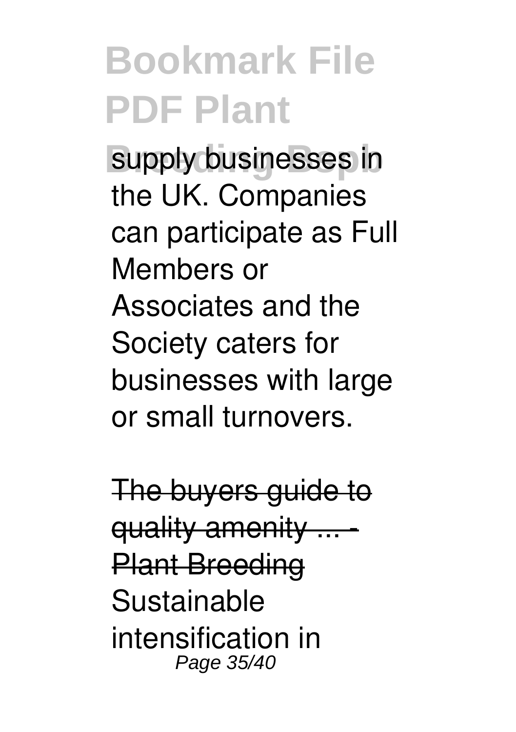supply businesses in the UK. Companies can participate as Full Members or Associates and the Society caters for businesses with large or small turnovers.

~~The buyers guide to quality amenity ... - Plant Breeding~~

Sustainable intensification in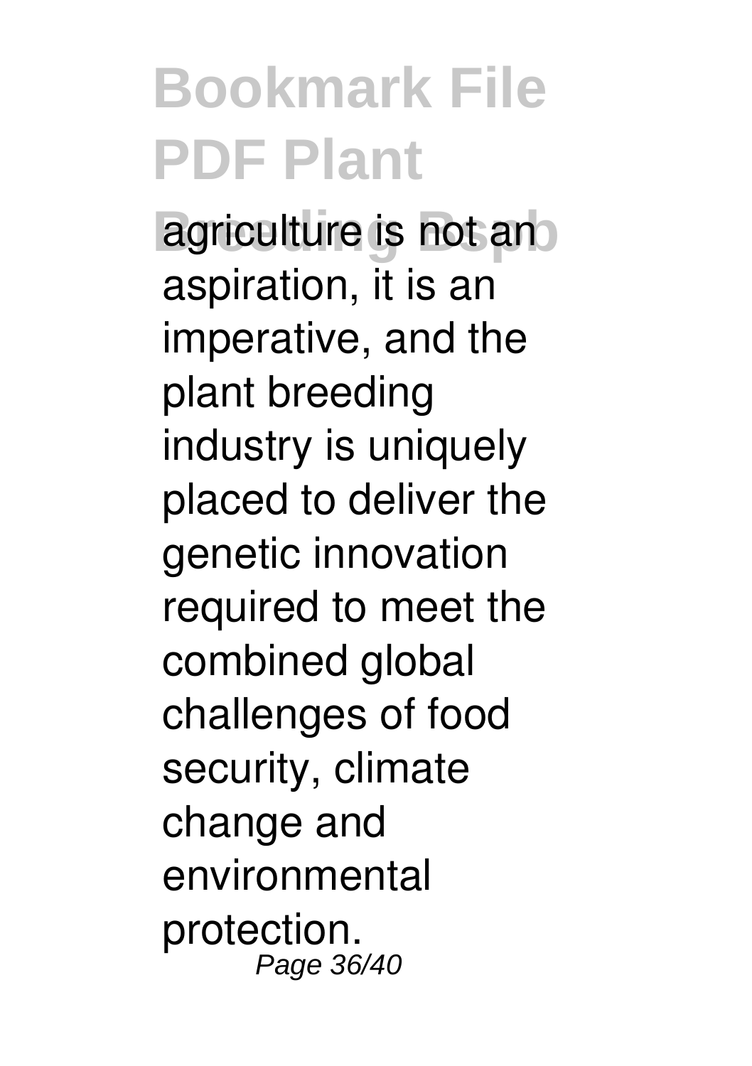agriculture is not an aspiration, it is an imperative, and the plant breeding industry is uniquely placed to deliver the genetic innovation required to meet the combined global challenges of food security, climate change and environmental protection.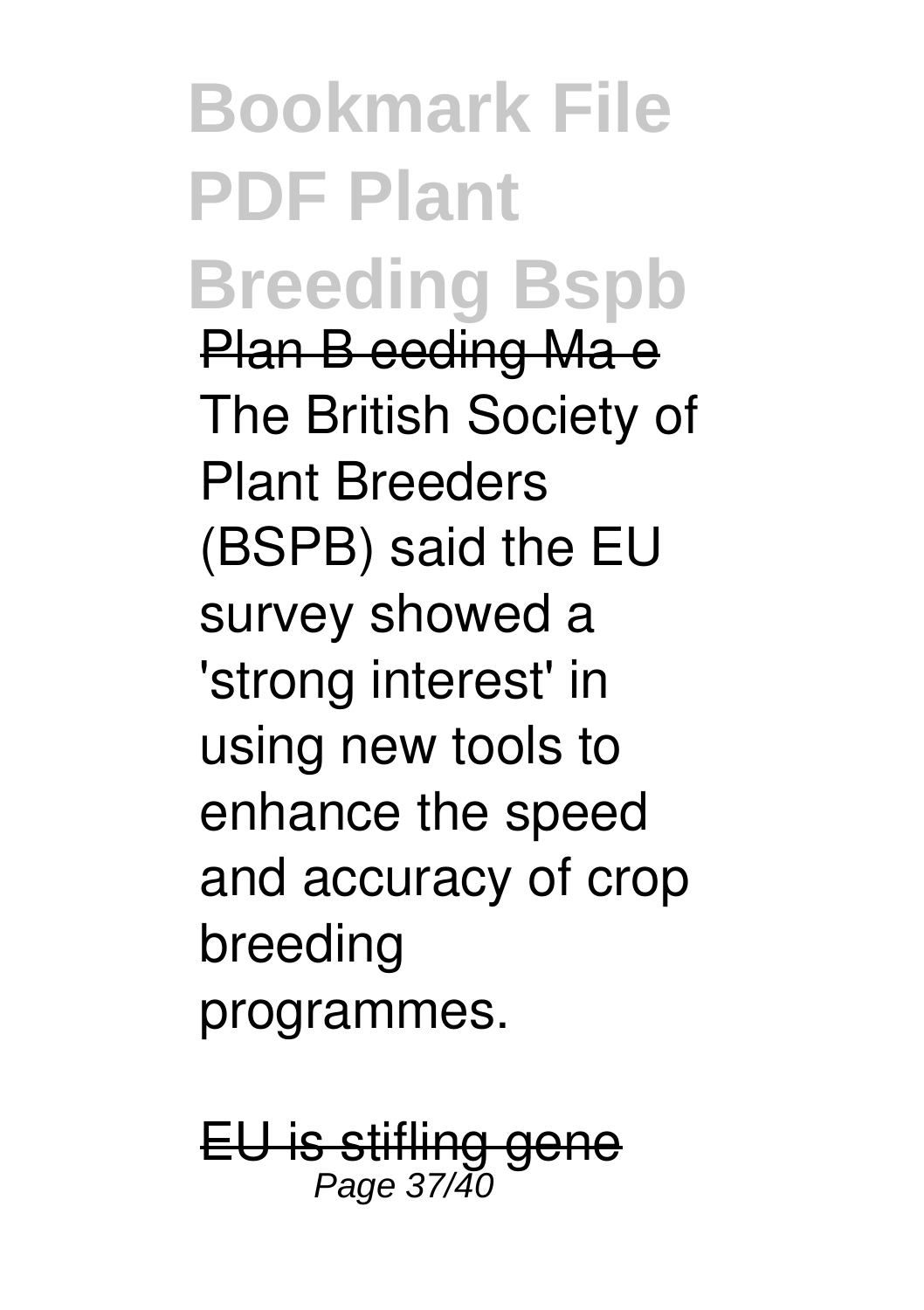Plan B eeding Ma e

The British Society of Plant Breeders (BSPB) said the EU survey showed a 'strong interest' in using new tools to enhance the speed and accuracy of crop breeding programmes.

EU is stifling gene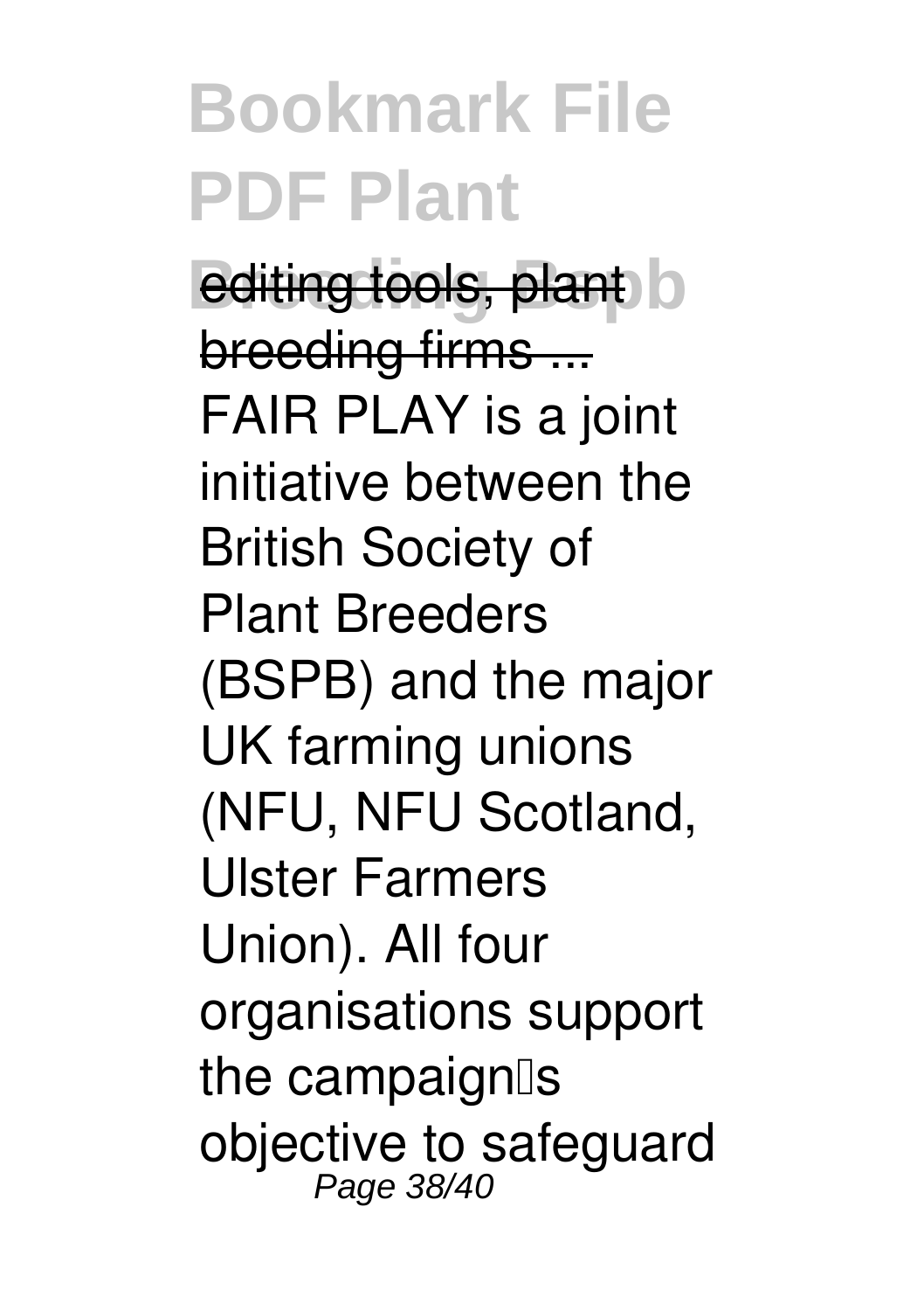editing tools, plant breeding firms ...

FAIR PLAY is a joint initiative between the British Society of Plant Breeders (BSPB) and the major UK farming unions (NFU, NFU Scotland, Ulster Farmers Union). All four organisations support the campaign's objective to safeguard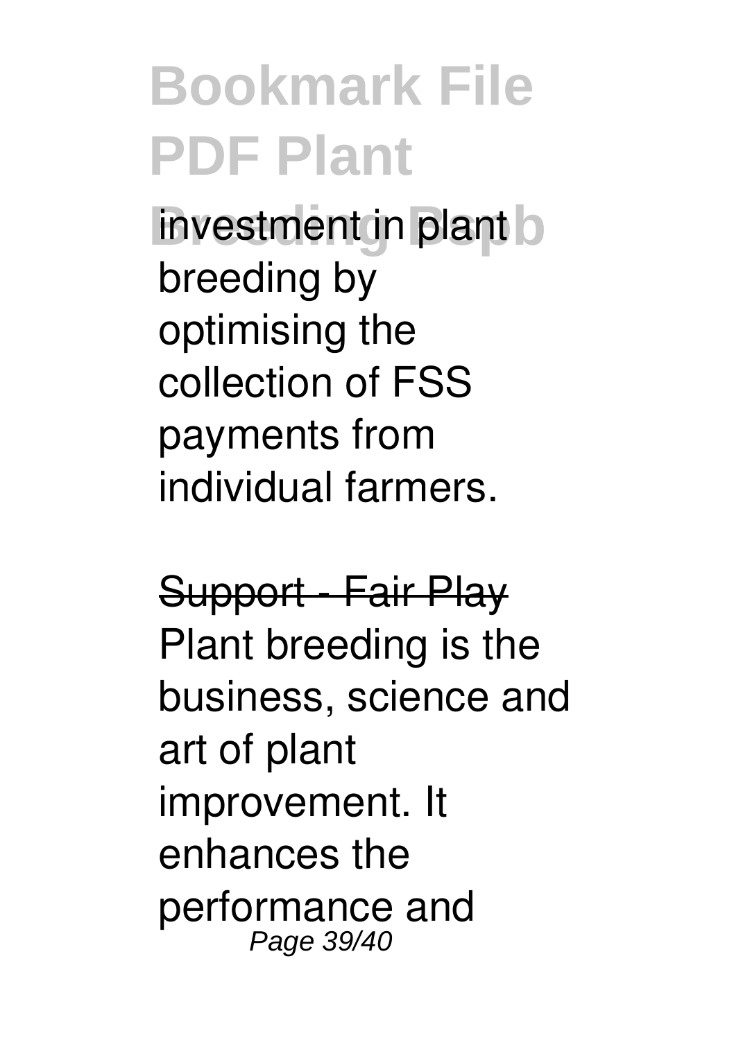investment in plant breeding by optimising the collection of FSS payments from individual farmers.

~~Support - Fair Play~~

Plant breeding is the business, science and art of plant improvement. It enhances the performance and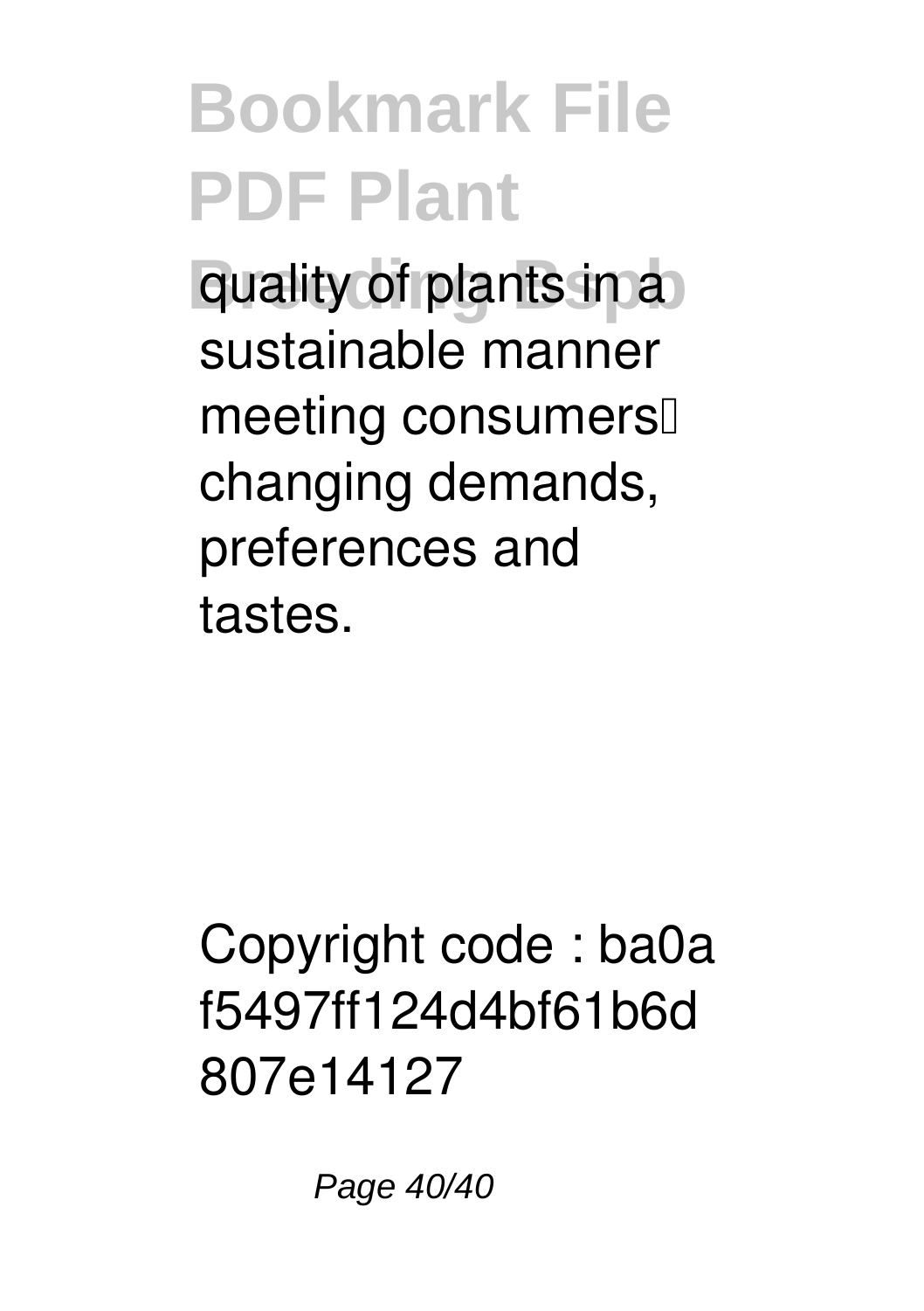quality of plants in a sustainable manner meeting consumers changing demands, preferences and tastes.

Copyright code : ba0af5497ff124d4bf61b6d807e14127